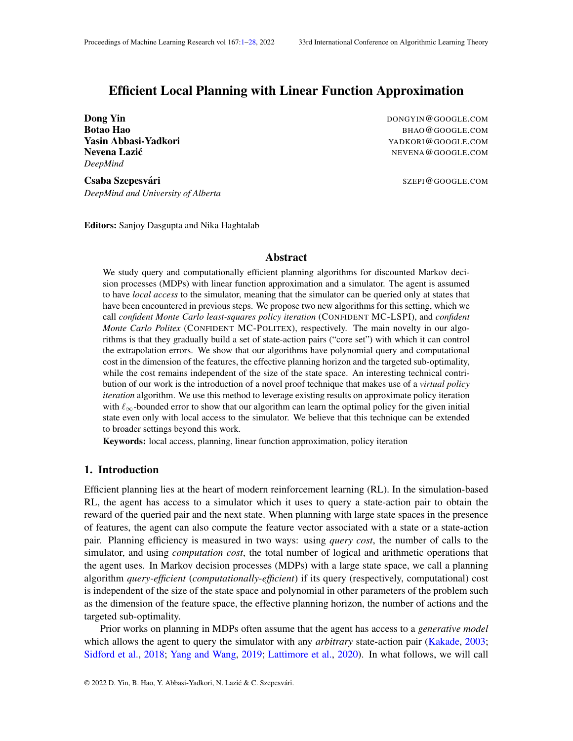# Efficient Local Planning with Linear Function Approximation

**Dong Yin** DONGYIN@GOOGLE.COM
**Botao Hao** BHAO@GOOGLE.COM
**Yasin Abbasi-Yadkori** YADKORI@GOOGLE.COM
**Nevena Lazić** NEVENA@GOOGLE.COM
*DeepMind*

**Csaba Szepesvári** SZEPI@GOOGLE.COM
*DeepMind and University of Alberta*

**Editors:** Sanjoy Dasgupta and Nika Haghtalab

## Abstract

We study query and computationally efficient planning algorithms for discounted Markov decision processes (MDPs) with linear function approximation and a simulator. The agent is assumed to have *local access* to the simulator, meaning that the simulator can be queried only at states that have been encountered in previous steps. We propose two new algorithms for this setting, which we call *confident Monte Carlo least-squares policy iteration* (CONFIDENT MC-LSPI), and *confident Monte Carlo Politex* (CONFIDENT MC-POLITEX), respectively. The main novelty in our algorithms is that they gradually build a set of state-action pairs ("core set") with which it can control the extrapolation errors. We show that our algorithms have polynomial query and computational cost in the dimension of the features, the effective planning horizon and the targeted sub-optimality, while the cost remains independent of the size of the state space. An interesting technical contribution of our work is the introduction of a novel proof technique that makes use of a *virtual policy iteration* algorithm. We use this method to leverage existing results on approximate policy iteration with $\ell_\infty$-bounded error to show that our algorithm can learn the optimal policy for the given initial state even only with local access to the simulator. We believe that this technique can be extended to broader settings beyond this work.

**Keywords:** local access, planning, linear function approximation, policy iteration

## 1. Introduction

Efficient planning lies at the heart of modern reinforcement learning (RL). In the simulation-based RL, the agent has access to a simulator which it uses to query a state-action pair to obtain the reward of the queried pair and the next state. When planning with large state spaces in the presence of features, the agent can also compute the feature vector associated with a state or a state-action pair. Planning efficiency is measured in two ways: using *query cost*, the number of calls to the simulator, and using *computation cost*, the total number of logical and arithmetic operations that the agent uses. In Markov decision processes (MDPs) with a large state space, we call a planning algorithm *query-efficient* (*computationally-efficient*) if its query (respectively, computational) cost is independent of the size of the state space and polynomial in other parameters of the problem such as the dimension of the feature space, the effective planning horizon, the number of actions and the targeted sub-optimality.

Prior works on planning in MDPs often assume that the agent has access to a *generative model* which allows the agent to query the simulator with any *arbitrary* state-action pair (Kakade, 2003; Sidford et al., 2018; Yang and Wang, 2019; Lattimore et al., 2020). In what follows, we will call

© 2022 D. Yin, B. Hao, Y. Abbasi-Yadkori, N. Lazić & C. Szepesvári.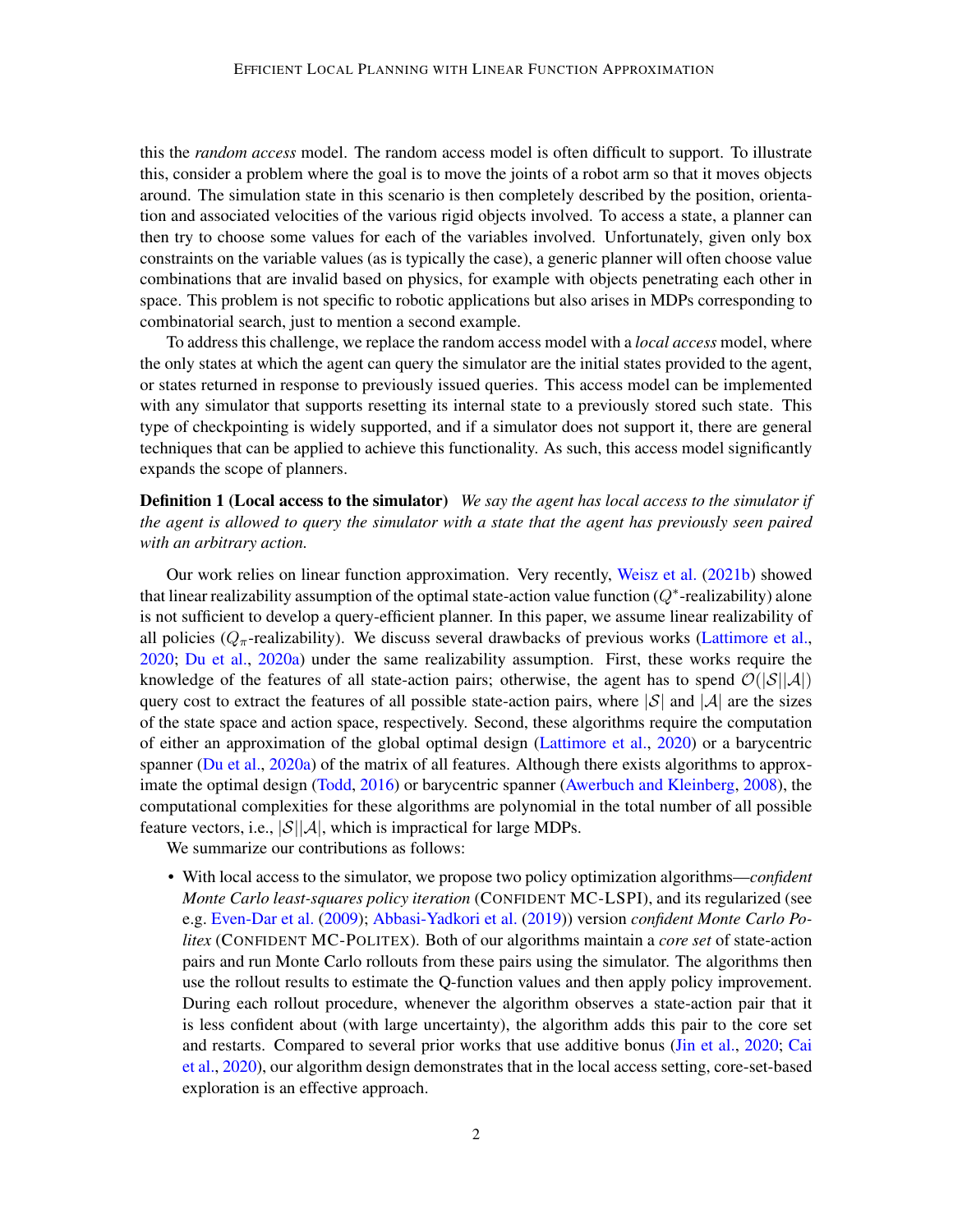this the *random access* model. The random access model is often difficult to support. To illustrate this, consider a problem where the goal is to move the joints of a robot arm so that it moves objects around. The simulation state in this scenario is then completely described by the position, orientation and associated velocities of the various rigid objects involved. To access a state, a planner can then try to choose some values for each of the variables involved. Unfortunately, given only box constraints on the variable values (as is typically the case), a generic planner will often choose value combinations that are invalid based on physics, for example with objects penetrating each other in space. This problem is not specific to robotic applications but also arises in MDPs corresponding to combinatorial search, just to mention a second example.

To address this challenge, we replace the random access model with a *local access* model, where the only states at which the agent can query the simulator are the initial states provided to the agent, or states returned in response to previously issued queries. This access model can be implemented with any simulator that supports resetting its internal state to a previously stored such state. This type of checkpointing is widely supported, and if a simulator does not support it, there are general techniques that can be applied to achieve this functionality. As such, this access model significantly expands the scope of planners.

**Definition 1 (Local access to the simulator)** *We say the agent has local access to the simulator if the agent is allowed to query the simulator with a state that the agent has previously seen paired with an arbitrary action.*

Our work relies on linear function approximation. Very recently, Weisz et al. (2021b) showed that linear realizability assumption of the optimal state-action value function ($Q^*$-realizability) alone is not sufficient to develop a query-efficient planner. In this paper, we assume linear realizability of all policies ($Q_\pi$-realizability). We discuss several drawbacks of previous works (Lattimore et al., 2020; Du et al., 2020a) under the same realizability assumption. First, these works require the knowledge of the features of all state-action pairs; otherwise, the agent has to spend $\mathcal{O}(|\mathcal{S}||\mathcal{A}|)$ query cost to extract the features of all possible state-action pairs, where $|\mathcal{S}|$ and $|\mathcal{A}|$ are the sizes of the state space and action space, respectively. Second, these algorithms require the computation of either an approximation of the global optimal design (Lattimore et al., 2020) or a barycentric spanner (Du et al., 2020a) of the matrix of all features. Although there exists algorithms to approximate the optimal design (Todd, 2016) or barycentric spanner (Awerbuch and Kleinberg, 2008), the computational complexities for these algorithms are polynomial in the total number of all possible feature vectors, i.e., $|\mathcal{S}||\mathcal{A}|$, which is impractical for large MDPs.

We summarize our contributions as follows:

- With local access to the simulator, we propose two policy optimization algorithms—*confident Monte Carlo least-squares policy iteration* (CONFIDENT MC-LSPI), and its regularized (see e.g. Even-Dar et al. (2009); Abbasi-Yadkori et al. (2019)) version *confident Monte Carlo Politex* (CONFIDENT MC-POLITEX). Both of our algorithms maintain a *core set* of state-action pairs and run Monte Carlo rollouts from these pairs using the simulator. The algorithms then use the rollout results to estimate the Q-function values and then apply policy improvement. During each rollout procedure, whenever the algorithm observes a state-action pair that it is less confident about (with large uncertainty), the algorithm adds this pair to the core set and restarts. Compared to several prior works that use additive bonus (Jin et al., 2020; Cai et al., 2020), our algorithm design demonstrates that in the local access setting, core-set-based exploration is an effective approach.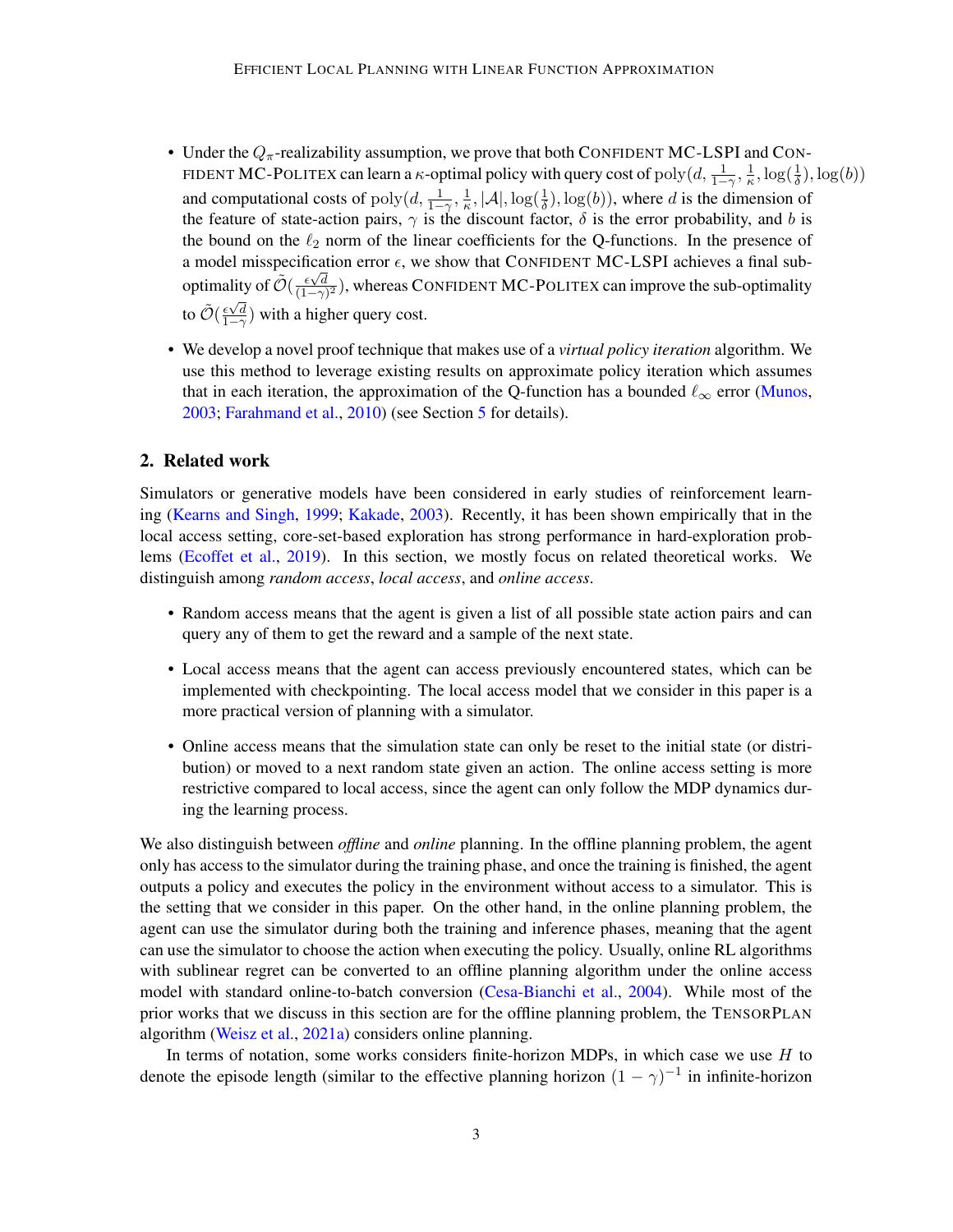- Under the $Q_\pi$-realizability assumption, we prove that both Confident MC-LSPI and Confident MC-Politex can learn a $\kappa$-optimal policy with query cost of $\mathrm{poly}(d, \frac{1}{1-\gamma}, \frac{1}{\kappa}, \log(\frac{1}{\delta}), \log(b))$ and computational costs of $\mathrm{poly}(d, \frac{1}{1-\gamma}, \frac{1}{\kappa}, |\mathcal{A}|, \log(\frac{1}{\delta}), \log(b))$, where $d$ is the dimension of the feature of state-action pairs, $\gamma$ is the discount factor, $\delta$ is the error probability, and $b$ is the bound on the $\ell_2$ norm of the linear coefficients for the Q-functions. In the presence of a model misspecification error $\epsilon$, we show that Confident MC-LSPI achieves a final sub-optimality of $\tilde{\mathcal{O}}(\frac{\epsilon\sqrt{d}}{(1-\gamma)^2})$, whereas Confident MC-Politex can improve the sub-optimality to $\tilde{\mathcal{O}}(\frac{\epsilon\sqrt{d}}{1-\gamma})$ with a higher query cost.
- We develop a novel proof technique that makes use of a *virtual policy iteration* algorithm. We use this method to leverage existing results on approximate policy iteration which assumes that in each iteration, the approximation of the Q-function has a bounded $\ell_\infty$ error (Munos, 2003; Farahmand et al., 2010) (see Section 5 for details).

## 2. Related work

Simulators or generative models have been considered in early studies of reinforcement learning (Kearns and Singh, 1999; Kakade, 2003). Recently, it has been shown empirically that in the local access setting, core-set-based exploration has strong performance in hard-exploration problems (Ecoffet et al., 2019). In this section, we mostly focus on related theoretical works. We distinguish among *random access*, *local access*, and *online access*.

- Random access means that the agent is given a list of all possible state action pairs and can query any of them to get the reward and a sample of the next state.
- Local access means that the agent can access previously encountered states, which can be implemented with checkpointing. The local access model that we consider in this paper is a more practical version of planning with a simulator.
- Online access means that the simulation state can only be reset to the initial state (or distribution) or moved to a next random state given an action. The online access setting is more restrictive compared to local access, since the agent can only follow the MDP dynamics during the learning process.

We also distinguish between *offline* and *online* planning. In the offline planning problem, the agent only has access to the simulator during the training phase, and once the training is finished, the agent outputs a policy and executes the policy in the environment without access to a simulator. This is the setting that we consider in this paper. On the other hand, in the online planning problem, the agent can use the simulator during both the training and inference phases, meaning that the agent can use the simulator to choose the action when executing the policy. Usually, online RL algorithms with sublinear regret can be converted to an offline planning algorithm under the online access model with standard online-to-batch conversion (Cesa-Bianchi et al., 2004). While most of the prior works that we discuss in this section are for the offline planning problem, the TensorPlan algorithm (Weisz et al., 2021a) considers online planning.

In terms of notation, some works considers finite-horizon MDPs, in which case we use $H$ to denote the episode length (similar to the effective planning horizon $(1-\gamma)^{-1}$ in infinite-horizon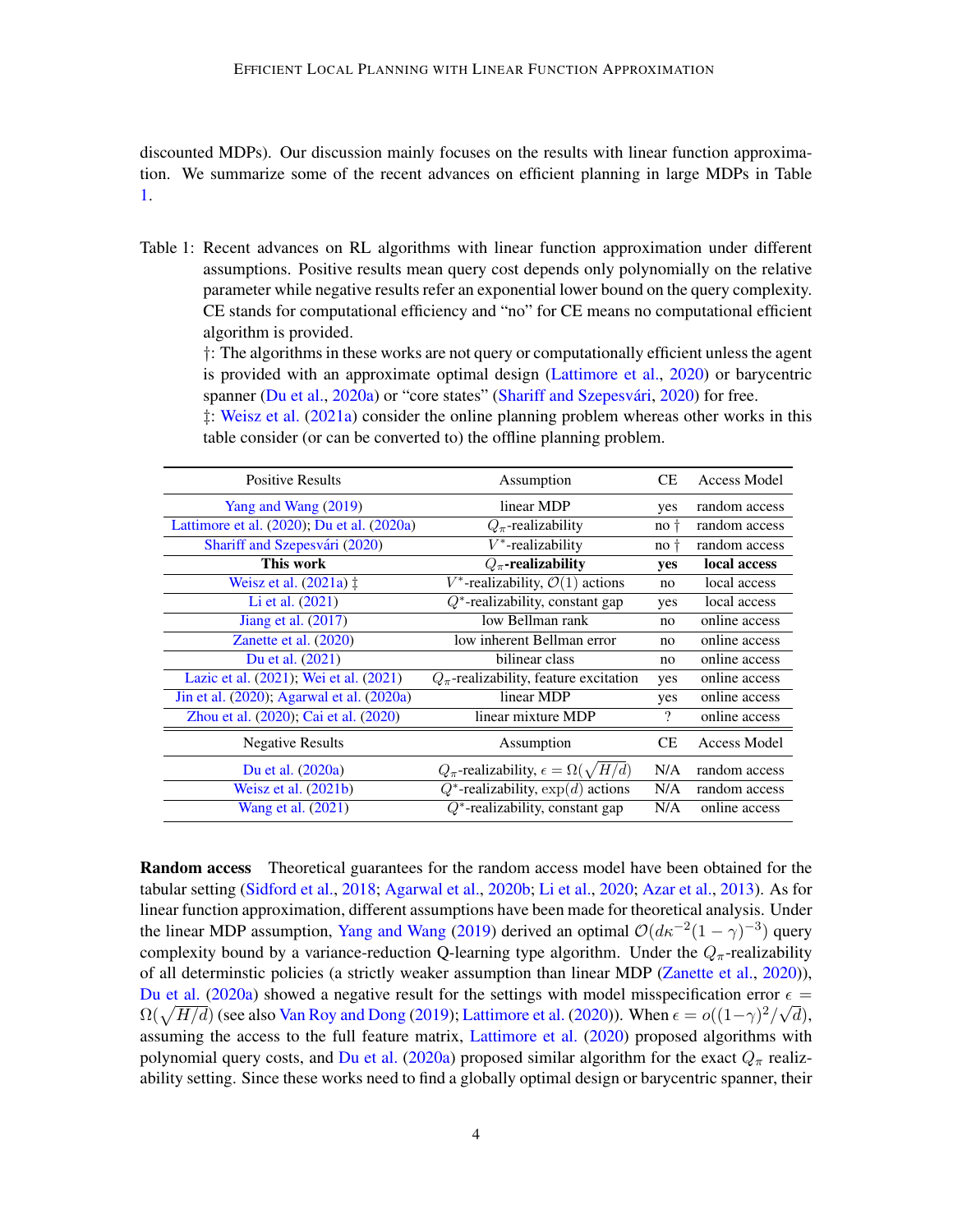discounted MDPs). Our discussion mainly focuses on the results with linear function approximation. We summarize some of the recent advances on efficient planning in large MDPs in Table 1.

Table 1: Recent advances on RL algorithms with linear function approximation under different assumptions. Positive results mean query cost depends only polynomially on the relative parameter while negative results refer an exponential lower bound on the query complexity. CE stands for computational efficiency and "no" for CE means no computational efficient algorithm is provided.
†: The algorithms in these works are not query or computationally efficient unless the agent is provided with an approximate optimal design (Lattimore et al., 2020) or barycentric spanner (Du et al., 2020a) or "core states" (Shariff and Szepesvári, 2020) for free.
‡: Weisz et al. (2021a) consider the online planning problem whereas other works in this table consider (or can be converted to) the offline planning problem.

| Positive Results | Assumption | CE | Access Model |
|---|---|---|---|
| Yang and Wang (2019) | linear MDP | yes | random access |
| Lattimore et al. (2020); Du et al. (2020a) | $Q_\pi$-realizability | no † | random access |
| Shariff and Szepesvári (2020) | $V^*$-realizability | no † | random access |
| **This work** | $Q_\pi$**-realizability** | **yes** | **local access** |
| Weisz et al. (2021a) ‡ | $V^*$-realizability, $\mathcal{O}(1)$ actions | no | local access |
| Li et al. (2021) | $Q^*$-realizability, constant gap | yes | local access |
| Jiang et al. (2017) | low Bellman rank | no | online access |
| Zanette et al. (2020) | low inherent Bellman error | no | online access |
| Du et al. (2021) | bilinear class | no | online access |
| Lazic et al. (2021); Wei et al. (2021) | $Q_\pi$-realizability, feature excitation | yes | online access |
| Jin et al. (2020); Agarwal et al. (2020a) | linear MDP | yes | online access |
| Zhou et al. (2020); Cai et al. (2020) | linear mixture MDP | ? | online access |
| **Negative Results** | **Assumption** | **CE** | **Access Model** |
| Du et al. (2020a) | $Q_\pi$-realizability, $\epsilon = \Omega(\sqrt{H/d})$ | N/A | random access |
| Weisz et al. (2021b) | $Q^*$-realizability, $\exp(d)$ actions | N/A | random access |
| Wang et al. (2021) | $Q^*$-realizability, constant gap | N/A | online access |

**Random access** Theoretical guarantees for the random access model have been obtained for the tabular setting (Sidford et al., 2018; Agarwal et al., 2020b; Li et al., 2020; Azar et al., 2013). As for linear function approximation, different assumptions have been made for theoretical analysis. Under the linear MDP assumption, Yang and Wang (2019) derived an optimal $\mathcal{O}(d\kappa^{-2}(1-\gamma)^{-3})$ query complexity bound by a variance-reduction Q-learning type algorithm. Under the $Q_\pi$-realizability of all determinstic policies (a strictly weaker assumption than linear MDP (Zanette et al., 2020)), Du et al. (2020a) showed a negative result for the settings with model misspecification error $\epsilon = \Omega(\sqrt{H/d})$ (see also Van Roy and Dong (2019); Lattimore et al. (2020)). When $\epsilon = o((1-\gamma)^2/\sqrt{d})$, assuming the access to the full feature matrix, Lattimore et al. (2020) proposed algorithms with polynomial query costs, and Du et al. (2020a) proposed similar algorithm for the exact $Q_\pi$ realizability setting. Since these works need to find a globally optimal design or barycentric spanner, their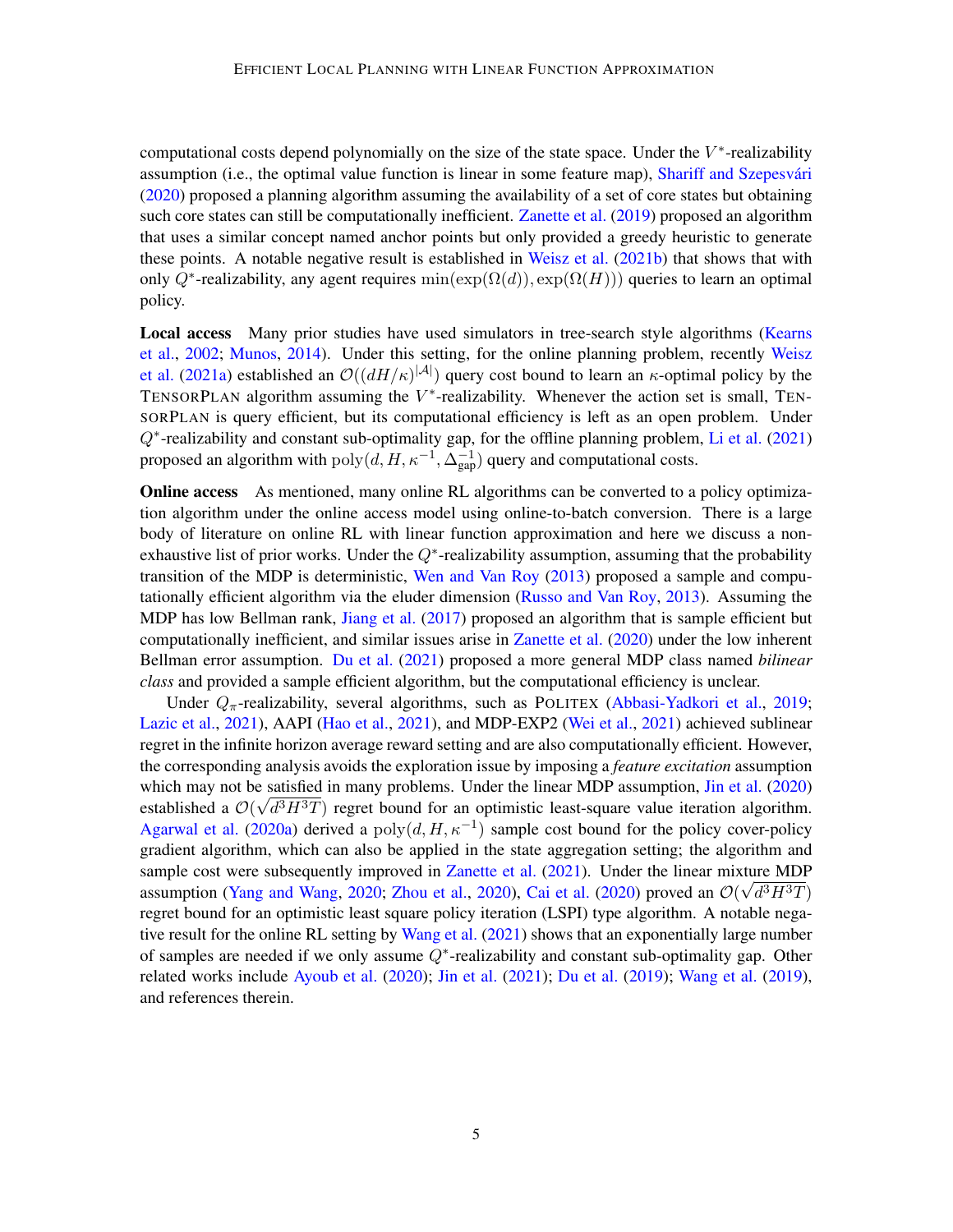computational costs depend polynomially on the size of the state space. Under the $V^*$-realizability assumption (i.e., the optimal value function is linear in some feature map), Shariff and Szepesvári (2020) proposed a planning algorithm assuming the availability of a set of core states but obtaining such core states can still be computationally inefficient. Zanette et al. (2019) proposed an algorithm that uses a similar concept named anchor points but only provided a greedy heuristic to generate these points. A notable negative result is established in Weisz et al. (2021b) that shows that with only $Q^*$-realizability, any agent requires $\min(\exp(\Omega(d)), \exp(\Omega(H)))$ queries to learn an optimal policy.

**Local access** Many prior studies have used simulators in tree-search style algorithms (Kearns et al., 2002; Munos, 2014). Under this setting, for the online planning problem, recently Weisz et al. (2021a) established an $\mathcal{O}((dH/\kappa)^{|\mathcal{A}|})$ query cost bound to learn an $\kappa$-optimal policy by the TensorPlan algorithm assuming the $V^*$-realizability. Whenever the action set is small, TensorPlan is query efficient, but its computational efficiency is left as an open problem. Under $Q^*$-realizability and constant sub-optimality gap, for the offline planning problem, Li et al. (2021) proposed an algorithm with $\text{poly}(d, H, \kappa^{-1}, \Delta_{\text{gap}}^{-1})$ query and computational costs.

**Online access** As mentioned, many online RL algorithms can be converted to a policy optimization algorithm under the online access model using online-to-batch conversion. There is a large body of literature on online RL with linear function approximation and here we discuss a non-exhaustive list of prior works. Under the $Q^*$-realizability assumption, assuming that the probability transition of the MDP is deterministic, Wen and Van Roy (2013) proposed a sample and computationally efficient algorithm via the eluder dimension (Russo and Van Roy, 2013). Assuming the MDP has low Bellman rank, Jiang et al. (2017) proposed an algorithm that is sample efficient but computationally inefficient, and similar issues arise in Zanette et al. (2020) under the low inherent Bellman error assumption. Du et al. (2021) proposed a more general MDP class named *bilinear class* and provided a sample efficient algorithm, but the computational efficiency is unclear.

Under $Q_\pi$-realizability, several algorithms, such as Politex (Abbasi-Yadkori et al., 2019; Lazic et al., 2021), AAPI (Hao et al., 2021), and MDP-EXP2 (Wei et al., 2021) achieved sublinear regret in the infinite horizon average reward setting and are also computationally efficient. However, the corresponding analysis avoids the exploration issue by imposing a *feature excitation* assumption which may not be satisfied in many problems. Under the linear MDP assumption, Jin et al. (2020) established a $\mathcal{O}(\sqrt{d^3H^3T})$ regret bound for an optimistic least-square value iteration algorithm. Agarwal et al. (2020a) derived a $\text{poly}(d, H, \kappa^{-1})$ sample cost bound for the policy cover-policy gradient algorithm, which can also be applied in the state aggregation setting; the algorithm and sample cost were subsequently improved in Zanette et al. (2021). Under the linear mixture MDP assumption (Yang and Wang, 2020; Zhou et al., 2020), Cai et al. (2020) proved an $\mathcal{O}(\sqrt{d^3H^3T})$ regret bound for an optimistic least square policy iteration (LSPI) type algorithm. A notable negative result for the online RL setting by Wang et al. (2021) shows that an exponentially large number of samples are needed if we only assume $Q^*$-realizability and constant sub-optimality gap. Other related works include Ayoub et al. (2020); Jin et al. (2021); Du et al. (2019); Wang et al. (2019), and references therein.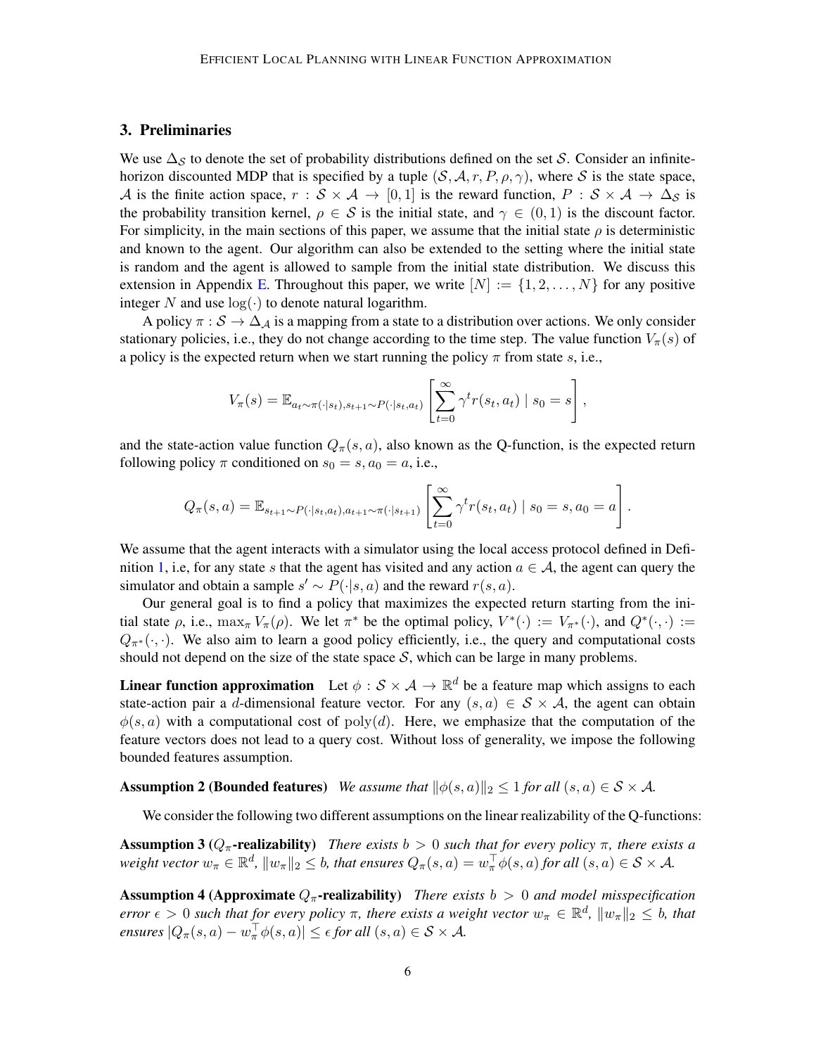## 3. Preliminaries

We use $\Delta_{\mathcal{S}}$ to denote the set of probability distributions defined on the set $\mathcal{S}$. Consider an infinite-horizon discounted MDP that is specified by a tuple $(\mathcal{S}, \mathcal{A}, r, P, \rho, \gamma)$, where $\mathcal{S}$ is the state space, $\mathcal{A}$ is the finite action space, $r : \mathcal{S} \times \mathcal{A} \to [0, 1]$ is the reward function, $P : \mathcal{S} \times \mathcal{A} \to \Delta_{\mathcal{S}}$ is the probability transition kernel, $\rho \in \mathcal{S}$ is the initial state, and $\gamma \in (0, 1)$ is the discount factor. For simplicity, in the main sections of this paper, we assume that the initial state $\rho$ is deterministic and known to the agent. Our algorithm can also be extended to the setting where the initial state is random and the agent is allowed to sample from the initial state distribution. We discuss this extension in Appendix E. Throughout this paper, we write $[N] := \{1, 2, \ldots, N\}$ for any positive integer $N$ and use $\log(\cdot)$ to denote natural logarithm.

A policy $\pi : \mathcal{S} \to \Delta_{\mathcal{A}}$ is a mapping from a state to a distribution over actions. We only consider stationary policies, i.e., they do not change according to the time step. The value function $V_\pi(s)$ of a policy is the expected return when we start running the policy $\pi$ from state $s$, i.e.,

$$V_\pi(s) = \mathbb{E}_{a_t \sim \pi(\cdot|s_t), s_{t+1} \sim P(\cdot|s_t, a_t)} \left[ \sum_{t=0}^{\infty} \gamma^t r(s_t, a_t) \mid s_0 = s \right],$$

and the state-action value function $Q_\pi(s, a)$, also known as the Q-function, is the expected return following policy $\pi$ conditioned on $s_0 = s, a_0 = a$, i.e.,

$$Q_\pi(s, a) = \mathbb{E}_{s_{t+1} \sim P(\cdot|s_t, a_t), a_{t+1} \sim \pi(\cdot|s_{t+1})} \left[ \sum_{t=0}^{\infty} \gamma^t r(s_t, a_t) \mid s_0 = s, a_0 = a \right].$$

We assume that the agent interacts with a simulator using the local access protocol defined in Definition 1, i.e, for any state $s$ that the agent has visited and any action $a \in \mathcal{A}$, the agent can query the simulator and obtain a sample $s' \sim P(\cdot|s, a)$ and the reward $r(s, a)$.

Our general goal is to find a policy that maximizes the expected return starting from the initial state $\rho$, i.e., $\max_\pi V_\pi(\rho)$. We let $\pi^*$ be the optimal policy, $V^*(\cdot) := V_{\pi^*}(\cdot)$, and $Q^*(\cdot, \cdot) := Q_{\pi^*}(\cdot, \cdot)$. We also aim to learn a good policy efficiently, i.e., the query and computational costs should not depend on the size of the state space $\mathcal{S}$, which can be large in many problems.

**Linear function approximation** Let $\phi : \mathcal{S} \times \mathcal{A} \to \mathbb{R}^d$ be a feature map which assigns to each state-action pair a $d$-dimensional feature vector. For any $(s, a) \in \mathcal{S} \times \mathcal{A}$, the agent can obtain $\phi(s, a)$ with a computational cost of $\mathrm{poly}(d)$. Here, we emphasize that the computation of the feature vectors does not lead to a query cost. Without loss of generality, we impose the following bounded features assumption.

**Assumption 2 (Bounded features)** *We assume that $\|\phi(s, a)\|_2 \leq 1$ for all $(s, a) \in \mathcal{S} \times \mathcal{A}$.*

We consider the following two different assumptions on the linear realizability of the Q-functions:

**Assumption 3 ($Q_\pi$-realizability)** *There exists $b > 0$ such that for every policy $\pi$, there exists a weight vector $w_\pi \in \mathbb{R}^d$, $\|w_\pi\|_2 \leq b$, that ensures $Q_\pi(s, a) = w_\pi^\top \phi(s, a)$ for all $(s, a) \in \mathcal{S} \times \mathcal{A}$.*

**Assumption 4 (Approximate $Q_\pi$-realizability)** *There exists $b > 0$ and model misspecification error $\epsilon > 0$ such that for every policy $\pi$, there exists a weight vector $w_\pi \in \mathbb{R}^d$, $\|w_\pi\|_2 \leq b$, that ensures $|Q_\pi(s, a) - w_\pi^\top \phi(s, a)| \leq \epsilon$ for all $(s, a) \in \mathcal{S} \times \mathcal{A}$.*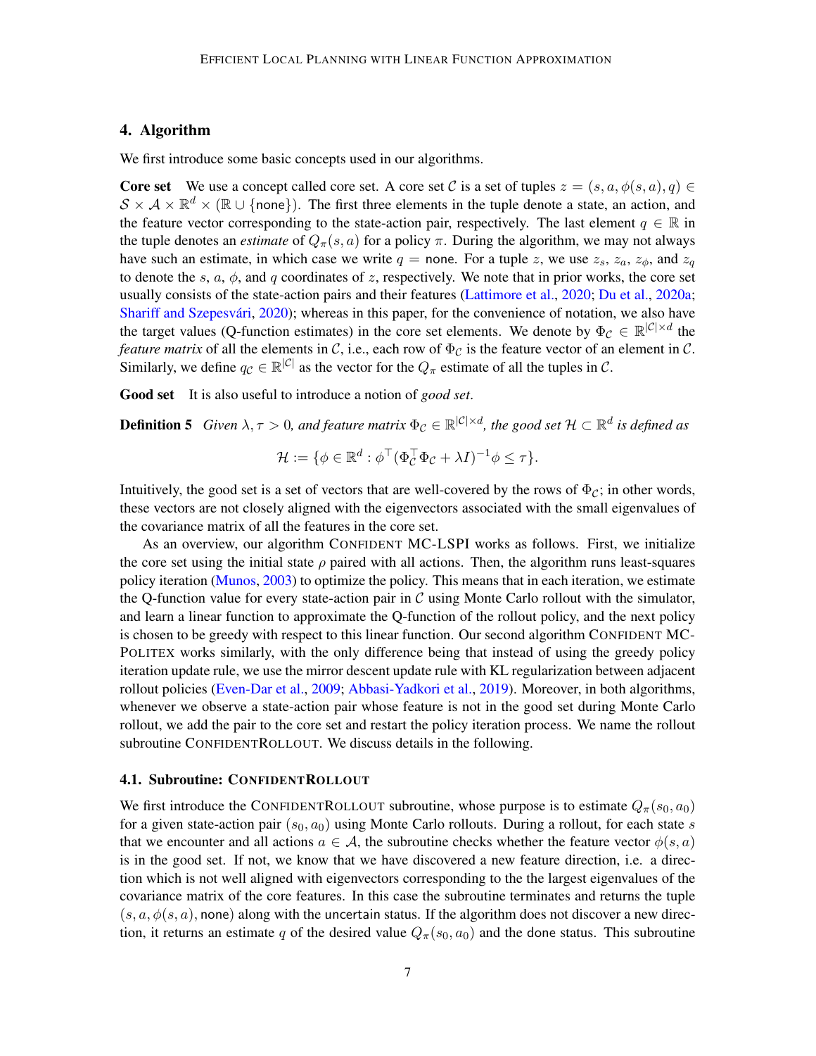## 4. Algorithm

We first introduce some basic concepts used in our algorithms.

**Core set** We use a concept called core set. A core set $\mathcal{C}$ is a set of tuples $z = (s, a, \phi(s, a), q) \in \mathcal{S} \times \mathcal{A} \times \mathbb{R}^d \times (\mathbb{R} \cup \{\mathsf{none}\})$. The first three elements in the tuple denote a state, an action, and the feature vector corresponding to the state-action pair, respectively. The last element $q \in \mathbb{R}$ in the tuple denotes an *estimate* of $Q_\pi(s, a)$ for a policy $\pi$. During the algorithm, we may not always have such an estimate, in which case we write $q = \mathsf{none}$. For a tuple $z$, we use $z_s$, $z_a$, $z_\phi$, and $z_q$ to denote the $s$, $a$, $\phi$, and $q$ coordinates of $z$, respectively. We note that in prior works, the core set usually consists of the state-action pairs and their features (Lattimore et al., 2020; Du et al., 2020a; Shariff and Szepesvári, 2020); whereas in this paper, for the convenience of notation, we also have the target values (Q-function estimates) in the core set elements. We denote by $\Phi_\mathcal{C} \in \mathbb{R}^{|\mathcal{C}| \times d}$ the *feature matrix* of all the elements in $\mathcal{C}$, i.e., each row of $\Phi_\mathcal{C}$ is the feature vector of an element in $\mathcal{C}$. Similarly, we define $q_\mathcal{C} \in \mathbb{R}^{|\mathcal{C}|}$ as the vector for the $Q_\pi$ estimate of all the tuples in $\mathcal{C}$.

**Good set** It is also useful to introduce a notion of *good set*.

**Definition 5** *Given $\lambda, \tau > 0$, and feature matrix $\Phi_\mathcal{C} \in \mathbb{R}^{|\mathcal{C}| \times d}$, the good set $\mathcal{H} \subset \mathbb{R}^d$ is defined as*

$$\mathcal{H} := \{\phi \in \mathbb{R}^d : \phi^\top (\Phi_\mathcal{C}^\top \Phi_\mathcal{C} + \lambda I)^{-1} \phi \leq \tau\}.$$

Intuitively, the good set is a set of vectors that are well-covered by the rows of $\Phi_\mathcal{C}$; in other words, these vectors are not closely aligned with the eigenvectors associated with the small eigenvalues of the covariance matrix of all the features in the core set.

As an overview, our algorithm Confident MC-LSPI works as follows. First, we initialize the core set using the initial state $\rho$ paired with all actions. Then, the algorithm runs least-squares policy iteration (Munos, 2003) to optimize the policy. This means that in each iteration, we estimate the Q-function value for every state-action pair in $\mathcal{C}$ using Monte Carlo rollout with the simulator, and learn a linear function to approximate the Q-function of the rollout policy, and the next policy is chosen to be greedy with respect to this linear function. Our second algorithm Confident MC-Politex works similarly, with the only difference being that instead of using the greedy policy iteration update rule, we use the mirror descent update rule with KL regularization between adjacent rollout policies (Even-Dar et al., 2009; Abbasi-Yadkori et al., 2019). Moreover, in both algorithms, whenever we observe a state-action pair whose feature is not in the good set during Monte Carlo rollout, we add the pair to the core set and restart the policy iteration process. We name the rollout subroutine ConfidentRollout. We discuss details in the following.

### 4.1. Subroutine: ConfidentRollout

We first introduce the ConfidentRollout subroutine, whose purpose is to estimate $Q_\pi(s_0, a_0)$ for a given state-action pair $(s_0, a_0)$ using Monte Carlo rollouts. During a rollout, for each state $s$ that we encounter and all actions $a \in \mathcal{A}$, the subroutine checks whether the feature vector $\phi(s, a)$ is in the good set. If not, we know that we have discovered a new feature direction, i.e. a direction which is not well aligned with eigenvectors corresponding to the the largest eigenvalues of the covariance matrix of the core features. In this case the subroutine terminates and returns the tuple $(s, a, \phi(s, a), \mathsf{none})$ along with the $\mathsf{uncertain}$ status. If the algorithm does not discover a new direction, it returns an estimate $q$ of the desired value $Q_\pi(s_0, a_0)$ and the $\mathsf{done}$ status. This subroutine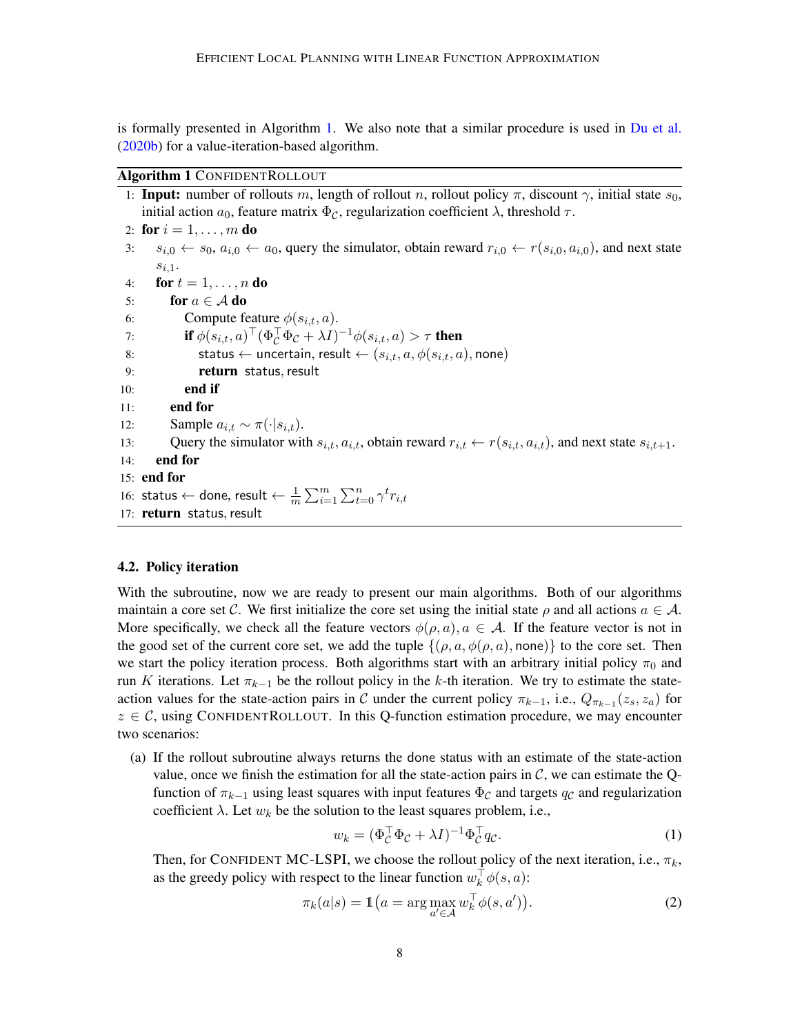is formally presented in Algorithm 1. We also note that a similar procedure is used in Du et al. (2020b) for a value-iteration-based algorithm.

**Algorithm 1** CONFIDENTROLLOUT

```
1: Input: number of rollouts m, length of rollout n, rollout policy π, discount γ, initial state s_0,
   initial action a_0, feature matrix Φ_C, regularization coefficient λ, threshold τ.
2: for i = 1, ..., m do
3:   s_{i,0} ← s_0, a_{i,0} ← a_0, query the simulator, obtain reward r_{i,0} ← r(s_{i,0}, a_{i,0}), and next state
     s_{i,1}.
4:   for t = 1, ..., n do
5:     for a ∈ A do
6:       Compute feature φ(s_{i,t}, a).
7:       if φ(s_{i,t}, a)^T (Φ_C^T Φ_C + λI)^{-1} φ(s_{i,t}, a) > τ then
8:         status ← uncertain, result ← (s_{i,t}, a, φ(s_{i,t}, a), none)
9:         return status, result
10:      end if
11:    end for
12:    Sample a_{i,t} ~ π(·|s_{i,t}).
13:    Query the simulator with s_{i,t}, a_{i,t}, obtain reward r_{i,t} ← r(s_{i,t}, a_{i,t}), and next state s_{i,t+1}.
14:  end for
15: end for
16: status ← done, result ← (1/m) Σ_{i=1}^m Σ_{t=0}^n γ^t r_{i,t}
17: return status, result
```

### 4.2. Policy iteration

With the subroutine, now we are ready to present our main algorithms. Both of our algorithms maintain a core set $\mathcal{C}$. We first initialize the core set using the initial state $\rho$ and all actions $a \in \mathcal{A}$. More specifically, we check all the feature vectors $\phi(\rho, a), a \in \mathcal{A}$. If the feature vector is not in the good set of the current core set, we add the tuple $\{(\rho, a, \phi(\rho, a), \text{none})\}$ to the core set. Then we start the policy iteration process. Both algorithms start with an arbitrary initial policy $\pi_0$ and run $K$ iterations. Let $\pi_{k-1}$ be the rollout policy in the $k$-th iteration. We try to estimate the state-action values for the state-action pairs in $\mathcal{C}$ under the current policy $\pi_{k-1}$, i.e., $Q_{\pi_{k-1}}(z_s, z_a)$ for $z \in \mathcal{C}$, using CONFIDENTROLLOUT. In this Q-function estimation procedure, we may encounter two scenarios:

(a) If the rollout subroutine always returns the done status with an estimate of the state-action value, once we finish the estimation for all the state-action pairs in $\mathcal{C}$, we can estimate the Q-function of $\pi_{k-1}$ using least squares with input features $\Phi_{\mathcal{C}}$ and targets $q_{\mathcal{C}}$ and regularization coefficient $\lambda$. Let $w_k$ be the solution to the least squares problem, i.e.,

$$w_k = (\Phi_{\mathcal{C}}^\top \Phi_{\mathcal{C}} + \lambda I)^{-1} \Phi_{\mathcal{C}}^\top q_{\mathcal{C}}. \tag{1}$$

Then, for CONFIDENT MC-LSPI, we choose the rollout policy of the next iteration, i.e., $\pi_k$, as the greedy policy with respect to the linear function $w_k^\top \phi(s, a)$:

$$\pi_k(a|s) = \mathbb{1}\big(a = \arg\max_{a' \in \mathcal{A}} w_k^\top \phi(s, a')\big). \tag{2}$$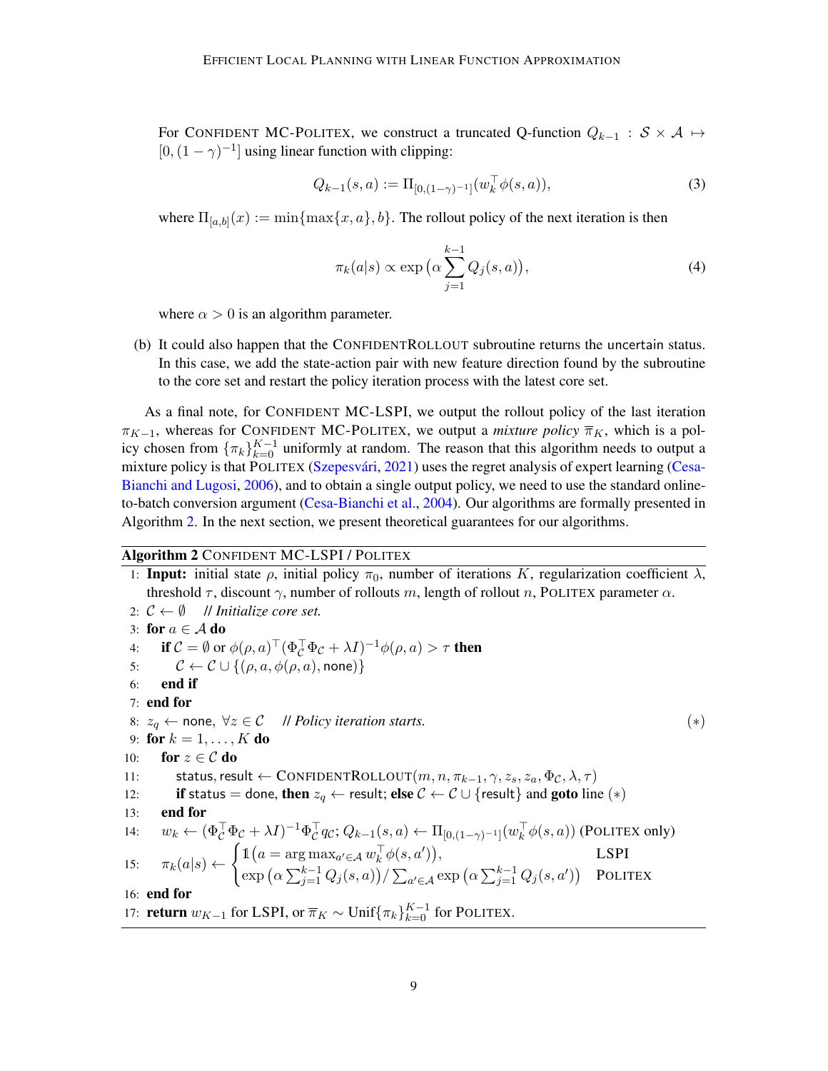For CONFIDENT MC-POLITEX, we construct a truncated Q-function $Q_{k-1} : \mathcal{S} \times \mathcal{A} \mapsto [0, (1-\gamma)^{-1}]$ using linear function with clipping:

$$Q_{k-1}(s, a) := \Pi_{[0,(1-\gamma)^{-1}]}(w_k^\top \phi(s, a)), \tag{3}$$

where $\Pi_{[a,b]}(x) := \min\{\max\{x, a\}, b\}$. The rollout policy of the next iteration is then

$$\pi_k(a|s) \propto \exp\big(\alpha \sum_{j=1}^{k-1} Q_j(s, a)\big), \tag{4}$$

where $\alpha > 0$ is an algorithm parameter.

(b) It could also happen that the CONFIDENTROLLOUT subroutine returns the uncertain status. In this case, we add the state-action pair with new feature direction found by the subroutine to the core set and restart the policy iteration process with the latest core set.

As a final note, for CONFIDENT MC-LSPI, we output the rollout policy of the last iteration $\pi_{K-1}$, whereas for CONFIDENT MC-POLITEX, we output a *mixture policy* $\overline{\pi}_K$, which is a policy chosen from $\{\pi_k\}_{k=0}^{K-1}$ uniformly at random. The reason that this algorithm needs to output a mixture policy is that POLITEX (Szepesvári, 2021) uses the regret analysis of expert learning (Cesa-Bianchi and Lugosi, 2006), and to obtain a single output policy, we need to use the standard online-to-batch conversion argument (Cesa-Bianchi et al., 2004). Our algorithms are formally presented in Algorithm 2. In the next section, we present theoretical guarantees for our algorithms.

**Algorithm 2** CONFIDENT MC-LSPI / POLITEX

1: **Input:** initial state $\rho$, initial policy $\pi_0$, number of iterations $K$, regularization coefficient $\lambda$, threshold $\tau$, discount $\gamma$, number of rollouts $m$, length of rollout $n$, POLITEX parameter $\alpha$.
2: $\mathcal{C} \leftarrow \emptyset$ // *Initialize core set.*
3: **for** $a \in \mathcal{A}$ **do**
4: &nbsp;&nbsp;&nbsp;&nbsp;**if** $\mathcal{C} = \emptyset$ or $\phi(\rho, a)^\top(\Phi_\mathcal{C}^\top \Phi_\mathcal{C} + \lambda I)^{-1}\phi(\rho, a) > \tau$ **then**
5: &nbsp;&nbsp;&nbsp;&nbsp;&nbsp;&nbsp;&nbsp;&nbsp;$\mathcal{C} \leftarrow \mathcal{C} \cup \{(\rho, a, \phi(\rho, a), \text{none})\}$
6: &nbsp;&nbsp;&nbsp;&nbsp;**end if**
7: **end for**
8: $z_q \leftarrow$ none, $\forall z \in \mathcal{C}$ // *Policy iteration starts.* $(*)$
9: **for** $k = 1, \ldots, K$ **do**
10: &nbsp;&nbsp;&nbsp;&nbsp;**for** $z \in \mathcal{C}$ **do**
11: &nbsp;&nbsp;&nbsp;&nbsp;&nbsp;&nbsp;&nbsp;&nbsp;status, result $\leftarrow$ CONFIDENTROLLOUT$(m, n, \pi_{k-1}, \gamma, z_s, z_a, \Phi_\mathcal{C}, \lambda, \tau)$
12: &nbsp;&nbsp;&nbsp;&nbsp;&nbsp;&nbsp;&nbsp;&nbsp;**if** status $=$ done, **then** $z_q \leftarrow$ result; **else** $\mathcal{C} \leftarrow \mathcal{C} \cup \{\text{result}\}$ and **goto** line $(*)$
13: &nbsp;&nbsp;&nbsp;&nbsp;**end for**
14: &nbsp;&nbsp;&nbsp;&nbsp;$w_k \leftarrow (\Phi_\mathcal{C}^\top \Phi_\mathcal{C} + \lambda I)^{-1}\Phi_\mathcal{C}^\top q_\mathcal{C}$; $Q_{k-1}(s, a) \leftarrow \Pi_{[0,(1-\gamma)^{-1}]}(w_k^\top \phi(s, a))$ (POLITEX only)
15: &nbsp;&nbsp;&nbsp;&nbsp;$\pi_k(a|s) \leftarrow \begin{cases} \mathbb{1}\big(a = \arg\max_{a' \in \mathcal{A}} w_k^\top \phi(s, a')\big), & \text{LSPI} \\ \exp\big(\alpha \sum_{j=1}^{k-1} Q_j(s, a)\big) / \sum_{a' \in \mathcal{A}} \exp\big(\alpha \sum_{j=1}^{k-1} Q_j(s, a')\big) & \text{POLITEX} \end{cases}$
16: **end for**
17: **return** $w_{K-1}$ for LSPI, or $\overline{\pi}_K \sim \text{Unif}\{\pi_k\}_{k=0}^{K-1}$ for POLITEX.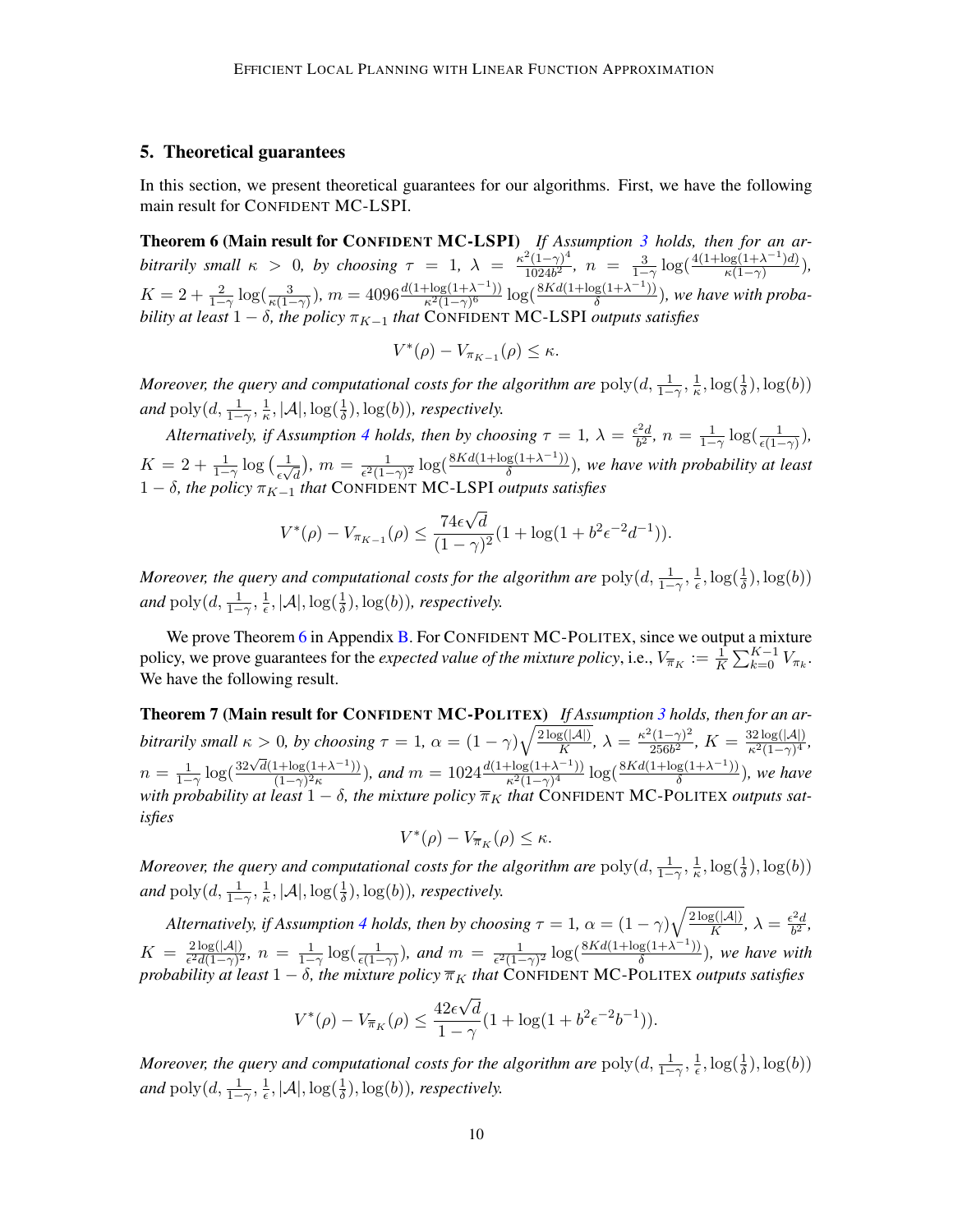## 5. Theoretical guarantees

In this section, we present theoretical guarantees for our algorithms. First, we have the following main result for CONFIDENT MC-LSPI.

**Theorem 6 (Main result for CONFIDENT MC-LSPI)** *If Assumption 3 holds, then for an arbitrarily small $\kappa > 0$, by choosing $\tau = 1$, $\lambda = \frac{\kappa^2(1-\gamma)^4}{1024b^2}$, $n = \frac{3}{1-\gamma}\log(\frac{4(1+\log(1+\lambda^{-1})d)}{\kappa(1-\gamma)})$, $K = 2 + \frac{2}{1-\gamma}\log(\frac{3}{\kappa(1-\gamma)})$, $m = 4096\frac{d(1+\log(1+\lambda^{-1}))}{\kappa^2(1-\gamma)^6}\log(\frac{8Kd(1+\log(1+\lambda^{-1}))}{\delta})$, we have with probability at least $1-\delta$, the policy $\pi_{K-1}$ that* CONFIDENT MC-LSPI *outputs satisfies*

$$V^*(\rho) - V_{\pi_{K-1}}(\rho) \leq \kappa.$$

*Moreover, the query and computational costs for the algorithm are $\mathrm{poly}(d, \frac{1}{1-\gamma}, \frac{1}{\kappa}, \log(\frac{1}{\delta}), \log(b))$ and $\mathrm{poly}(d, \frac{1}{1-\gamma}, \frac{1}{\kappa}, |\mathcal{A}|, \log(\frac{1}{\delta}), \log(b))$, respectively.*

*Alternatively, if Assumption 4 holds, then by choosing $\tau = 1$, $\lambda = \frac{\epsilon^2 d}{b^2}$, $n = \frac{1}{1-\gamma}\log(\frac{1}{\epsilon(1-\gamma)})$, $K = 2 + \frac{1}{1-\gamma}\log\left(\frac{1}{\epsilon\sqrt{d}}\right)$, $m = \frac{1}{\epsilon^2(1-\gamma)^2}\log(\frac{8Kd(1+\log(1+\lambda^{-1}))}{\delta})$, we have with probability at least $1-\delta$, the policy $\pi_{K-1}$ that* CONFIDENT MC-LSPI *outputs satisfies*

$$V^*(\rho) - V_{\pi_{K-1}}(\rho) \leq \frac{74\epsilon\sqrt{d}}{(1-\gamma)^2}(1 + \log(1 + b^2\epsilon^{-2}d^{-1})).$$

*Moreover, the query and computational costs for the algorithm are $\mathrm{poly}(d, \frac{1}{1-\gamma}, \frac{1}{\epsilon}, \log(\frac{1}{\delta}), \log(b))$ and $\mathrm{poly}(d, \frac{1}{1-\gamma}, \frac{1}{\epsilon}, |\mathcal{A}|, \log(\frac{1}{\delta}), \log(b))$, respectively.*

We prove Theorem 6 in Appendix B. For CONFIDENT MC-POLITEX, since we output a mixture policy, we prove guarantees for the *expected value of the mixture policy*, i.e., $V_{\overline{\pi}_K} := \frac{1}{K}\sum_{k=0}^{K-1} V_{\pi_k}$. We have the following result.

**Theorem 7 (Main result for CONFIDENT MC-POLITEX)** *If Assumption 3 holds, then for an arbitrarily small $\kappa > 0$, by choosing $\tau = 1$, $\alpha = (1-\gamma)\sqrt{\frac{2\log(|\mathcal{A}|)}{K}}$, $\lambda = \frac{\kappa^2(1-\gamma)^2}{256b^2}$, $K = \frac{32\log(|\mathcal{A}|)}{\kappa^2(1-\gamma)^4}$, $n = \frac{1}{1-\gamma}\log(\frac{32\sqrt{d}(1+\log(1+\lambda^{-1}))}{(1-\gamma)^2\kappa})$, and $m = 1024\frac{d(1+\log(1+\lambda^{-1}))}{\kappa^2(1-\gamma)^4}\log(\frac{8Kd(1+\log(1+\lambda^{-1}))}{\delta})$, we have with probability at least $1-\delta$, the mixture policy $\overline{\pi}_K$ that* CONFIDENT MC-POLITEX *outputs satisfies*

$$V^*(\rho) - V_{\overline{\pi}_K}(\rho) \leq \kappa.$$

*Moreover, the query and computational costs for the algorithm are $\mathrm{poly}(d, \frac{1}{1-\gamma}, \frac{1}{\kappa}, \log(\frac{1}{\delta}), \log(b))$ and $\mathrm{poly}(d, \frac{1}{1-\gamma}, \frac{1}{\kappa}, |\mathcal{A}|, \log(\frac{1}{\delta}), \log(b))$, respectively.*

*Alternatively, if Assumption 4 holds, then by choosing $\tau = 1$, $\alpha = (1-\gamma)\sqrt{\frac{2\log(|\mathcal{A}|)}{K}}$, $\lambda = \frac{\epsilon^2 d}{b^2}$, $K = \frac{2\log(|\mathcal{A}|)}{\epsilon^2 d(1-\gamma)^2}$, $n = \frac{1}{1-\gamma}\log(\frac{1}{\epsilon(1-\gamma)})$, and $m = \frac{1}{\epsilon^2(1-\gamma)^2}\log(\frac{8Kd(1+\log(1+\lambda^{-1}))}{\delta})$, we have with probability at least $1-\delta$, the mixture policy $\overline{\pi}_K$ that* CONFIDENT MC-POLITEX *outputs satisfies*

$$V^*(\rho) - V_{\overline{\pi}_K}(\rho) \leq \frac{42\epsilon\sqrt{d}}{1-\gamma}(1 + \log(1 + b^2\epsilon^{-2}b^{-1})).$$

*Moreover, the query and computational costs for the algorithm are $\mathrm{poly}(d, \frac{1}{1-\gamma}, \frac{1}{\epsilon}, \log(\frac{1}{\delta}), \log(b))$ and $\mathrm{poly}(d, \frac{1}{1-\gamma}, \frac{1}{\epsilon}, |\mathcal{A}|, \log(\frac{1}{\delta}), \log(b))$, respectively.*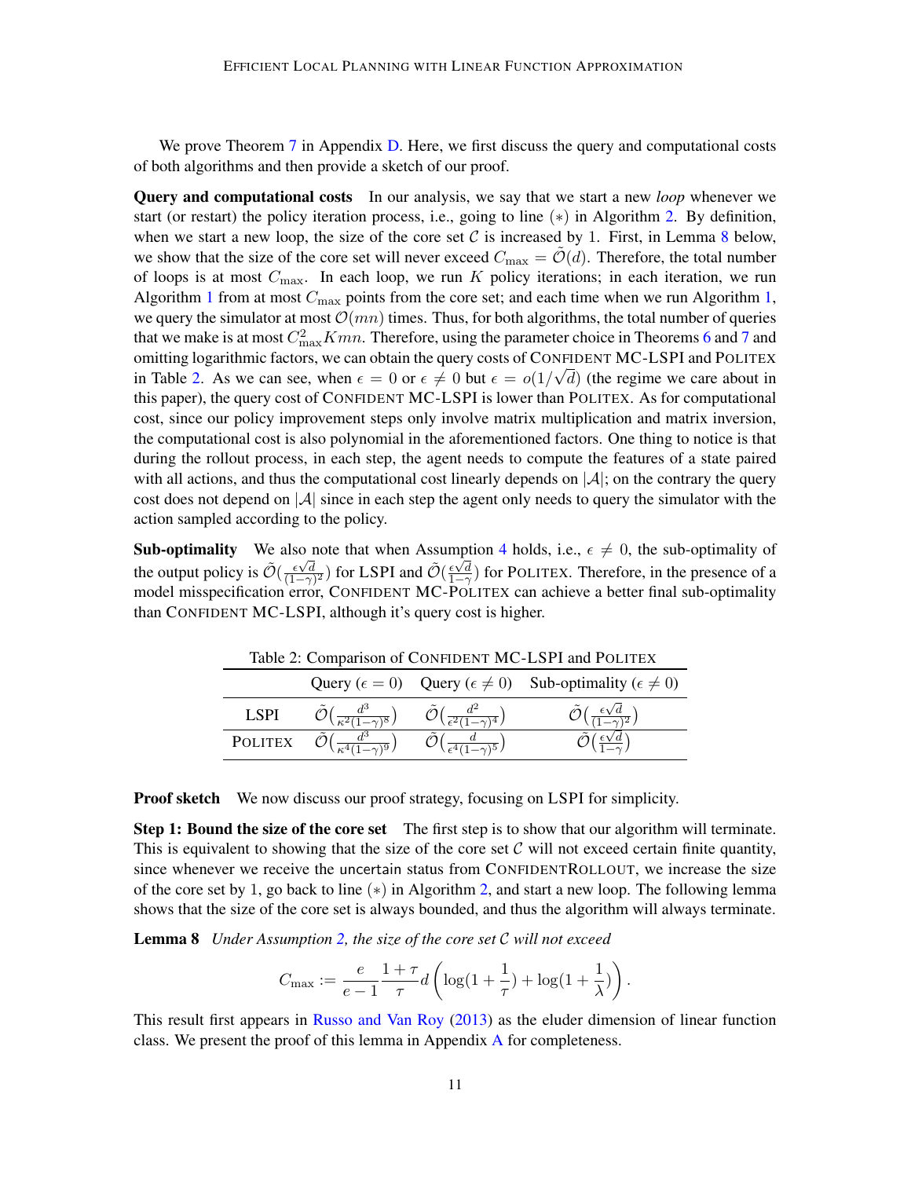We prove Theorem 7 in Appendix D. Here, we first discuss the query and computational costs of both algorithms and then provide a sketch of our proof.

**Query and computational costs** In our analysis, we say that we start a new *loop* whenever we start (or restart) the policy iteration process, i.e., going to line $(*)$ in Algorithm 2. By definition, when we start a new loop, the size of the core set $\mathcal{C}$ is increased by 1. First, in Lemma 8 below, we show that the size of the core set will never exceed $C_{\max} = \tilde{\mathcal{O}}(d)$. Therefore, the total number of loops is at most $C_{\max}$. In each loop, we run $K$ policy iterations; in each iteration, we run Algorithm 1 from at most $C_{\max}$ points from the core set; and each time when we run Algorithm 1, we query the simulator at most $\mathcal{O}(mn)$ times. Thus, for both algorithms, the total number of queries that we make is at most $C_{\max}^2 Kmn$. Therefore, using the parameter choice in Theorems 6 and 7 and omitting logarithmic factors, we can obtain the query costs of CONFIDENT MC-LSPI and POLITEX in Table 2. As we can see, when $\epsilon = 0$ or $\epsilon \neq 0$ but $\epsilon = o(1/\sqrt{d})$ (the regime we care about in this paper), the query cost of CONFIDENT MC-LSPI is lower than POLITEX. As for computational cost, since our policy improvement steps only involve matrix multiplication and matrix inversion, the computational cost is also polynomial in the aforementioned factors. One thing to notice is that during the rollout process, in each step, the agent needs to compute the features of a state paired with all actions, and thus the computational cost linearly depends on $|\mathcal{A}|$; on the contrary the query cost does not depend on $|\mathcal{A}|$ since in each step the agent only needs to query the simulator with the action sampled according to the policy.

**Sub-optimality** We also note that when Assumption 4 holds, i.e., $\epsilon \neq 0$, the sub-optimality of the output policy is $\tilde{\mathcal{O}}(\frac{\epsilon\sqrt{d}}{(1-\gamma)^2})$ for LSPI and $\tilde{\mathcal{O}}(\frac{\epsilon\sqrt{d}}{1-\gamma})$ for POLITEX. Therefore, in the presence of a model misspecification error, CONFIDENT MC-POLITEX can achieve a better final sub-optimality than CONFIDENT MC-LSPI, although it's query cost is higher.

Table 2: Comparison of CONFIDENT MC-LSPI and POLITEX

| | Query ($\epsilon = 0$) | Query ($\epsilon \neq 0$) | Sub-optimality ($\epsilon \neq 0$) |
|---|---|---|---|
| LSPI | $\tilde{\mathcal{O}}(\frac{d^3}{\kappa^2(1-\gamma)^8})$ | $\tilde{\mathcal{O}}(\frac{d^2}{\epsilon^2(1-\gamma)^4})$ | $\tilde{\mathcal{O}}(\frac{\epsilon\sqrt{d}}{(1-\gamma)^2})$ |
| POLITEX | $\tilde{\mathcal{O}}(\frac{d^3}{\kappa^4(1-\gamma)^9})$ | $\tilde{\mathcal{O}}(\frac{d}{\epsilon^4(1-\gamma)^5})$ | $\tilde{\mathcal{O}}(\frac{\epsilon\sqrt{d}}{1-\gamma})$ |

**Proof sketch** We now discuss our proof strategy, focusing on LSPI for simplicity.

**Step 1: Bound the size of the core set** The first step is to show that our algorithm will terminate. This is equivalent to showing that the size of the core set $\mathcal{C}$ will not exceed certain finite quantity, since whenever we receive the uncertain status from CONFIDENTROLLOUT, we increase the size of the core set by 1, go back to line $(*)$ in Algorithm 2, and start a new loop. The following lemma shows that the size of the core set is always bounded, and thus the algorithm will always terminate.

**Lemma 8** *Under Assumption 2, the size of the core set $\mathcal{C}$ will not exceed*

$$C_{\max} := \frac{e}{e-1}\frac{1+\tau}{\tau}d\left(\log(1+\frac{1}{\tau}) + \log(1+\frac{1}{\lambda})\right).$$

This result first appears in Russo and Van Roy (2013) as the eluder dimension of linear function class. We present the proof of this lemma in Appendix A for completeness.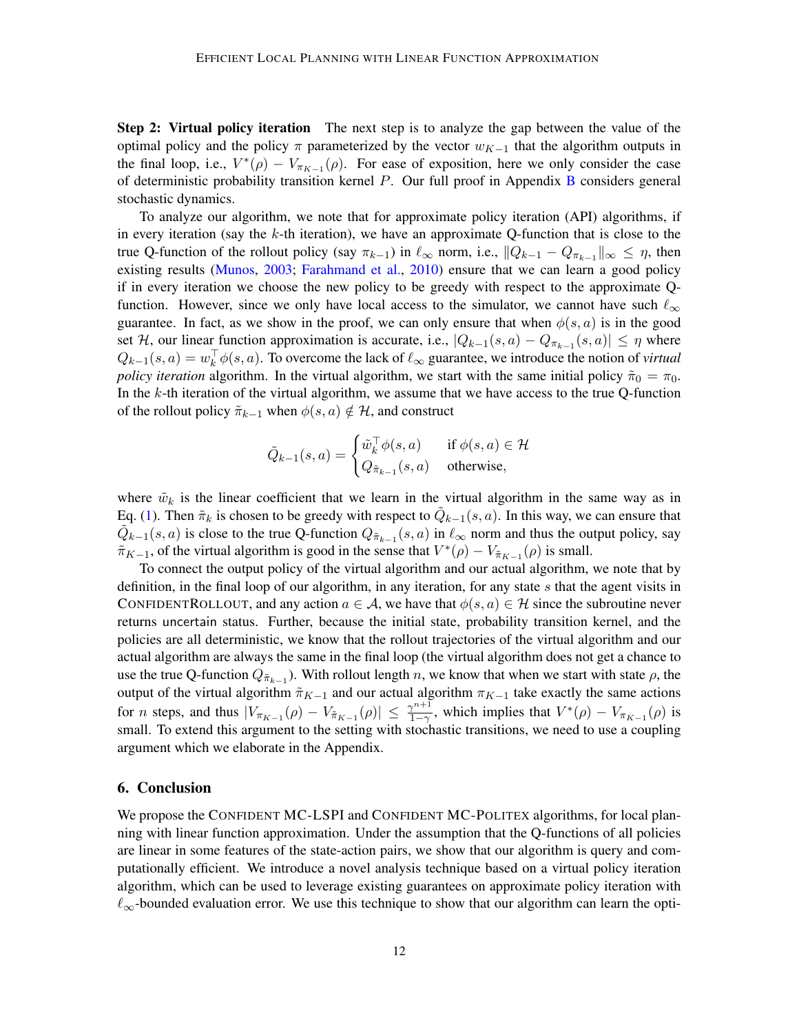**Step 2: Virtual policy iteration** The next step is to analyze the gap between the value of the optimal policy and the policy $\pi$ parameterized by the vector $w_{K-1}$ that the algorithm outputs in the final loop, i.e., $V^*(\rho) - V_{\pi_{K-1}}(\rho)$. For ease of exposition, here we only consider the case of deterministic probability transition kernel $P$. Our full proof in Appendix B considers general stochastic dynamics.

To analyze our algorithm, we note that for approximate policy iteration (API) algorithms, if in every iteration (say the $k$-th iteration), we have an approximate Q-function that is close to the true Q-function of the rollout policy (say $\pi_{k-1}$) in $\ell_\infty$ norm, i.e., $\|Q_{k-1} - Q_{\pi_{k-1}}\|_\infty \leq \eta$, then existing results (Munos, 2003; Farahmand et al., 2010) ensure that we can learn a good policy if in every iteration we choose the new policy to be greedy with respect to the approximate Q-function. However, since we only have local access to the simulator, we cannot have such $\ell_\infty$ guarantee. In fact, as we show in the proof, we can only ensure that when $\phi(s, a)$ is in the good set $\mathcal{H}$, our linear function approximation is accurate, i.e., $|Q_{k-1}(s, a) - Q_{\pi_{k-1}}(s, a)| \leq \eta$ where $Q_{k-1}(s, a) = w_k^\top \phi(s, a)$. To overcome the lack of $\ell_\infty$ guarantee, we introduce the notion of *virtual policy iteration* algorithm. In the virtual algorithm, we start with the same initial policy $\tilde{\pi}_0 = \pi_0$. In the $k$-th iteration of the virtual algorithm, we assume that we have access to the true Q-function of the rollout policy $\tilde{\pi}_{k-1}$ when $\phi(s, a) \notin \mathcal{H}$, and construct

$$
\tilde{Q}_{k-1}(s, a) = \begin{cases} \tilde{w}_k^\top \phi(s, a) & \text{if } \phi(s, a) \in \mathcal{H} \\ Q_{\tilde{\pi}_{k-1}}(s, a) & \text{otherwise,} \end{cases}
$$

where $\tilde{w}_k$ is the linear coefficient that we learn in the virtual algorithm in the same way as in Eq. (1). Then $\tilde{\pi}_k$ is chosen to be greedy with respect to $\tilde{Q}_{k-1}(s, a)$. In this way, we can ensure that $\tilde{Q}_{k-1}(s, a)$ is close to the true Q-function $Q_{\tilde{\pi}_{k-1}}(s, a)$ in $\ell_\infty$ norm and thus the output policy, say $\tilde{\pi}_{K-1}$, of the virtual algorithm is good in the sense that $V^*(\rho) - V_{\tilde{\pi}_{K-1}}(\rho)$ is small.

To connect the output policy of the virtual algorithm and our actual algorithm, we note that by definition, in the final loop of our algorithm, in any iteration, for any state $s$ that the agent visits in ConfidentRollout, and any action $a \in \mathcal{A}$, we have that $\phi(s, a) \in \mathcal{H}$ since the subroutine never returns uncertain status. Further, because the initial state, probability transition kernel, and the policies are all deterministic, we know that the rollout trajectories of the virtual algorithm and our actual algorithm are always the same in the final loop (the virtual algorithm does not get a chance to use the true Q-function $Q_{\tilde{\pi}_{k-1}}$). With rollout length $n$, we know that when we start with state $\rho$, the output of the virtual algorithm $\tilde{\pi}_{K-1}$ and our actual algorithm $\pi_{K-1}$ take exactly the same actions for $n$ steps, and thus $|V_{\pi_{K-1}}(\rho) - V_{\tilde{\pi}_{K-1}}(\rho)| \leq \frac{\gamma^{n+1}}{1-\gamma}$, which implies that $V^*(\rho) - V_{\pi_{K-1}}(\rho)$ is small. To extend this argument to the setting with stochastic transitions, we need to use a coupling argument which we elaborate in the Appendix.

## 6. Conclusion

We propose the Confident MC-LSPI and Confident MC-Politex algorithms, for local planning with linear function approximation. Under the assumption that the Q-functions of all policies are linear in some features of the state-action pairs, we show that our algorithm is query and computationally efficient. We introduce a novel analysis technique based on a virtual policy iteration algorithm, which can be used to leverage existing guarantees on approximate policy iteration with $\ell_\infty$-bounded evaluation error. We use this technique to show that our algorithm can learn the opti-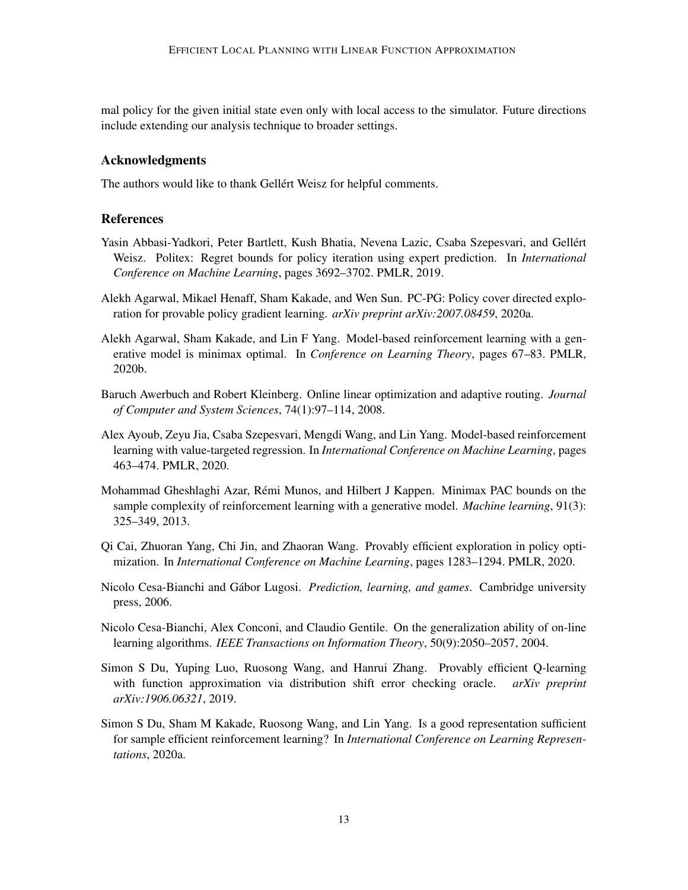mal policy for the given initial state even only with local access to the simulator. Future directions include extending our analysis technique to broader settings.

## Acknowledgments

The authors would like to thank Gellért Weisz for helpful comments.

## References

Yasin Abbasi-Yadkori, Peter Bartlett, Kush Bhatia, Nevena Lazic, Csaba Szepesvari, and Gellért Weisz. Politex: Regret bounds for policy iteration using expert prediction. In *International Conference on Machine Learning*, pages 3692–3702. PMLR, 2019.

Alekh Agarwal, Mikael Henaff, Sham Kakade, and Wen Sun. PC-PG: Policy cover directed exploration for provable policy gradient learning. *arXiv preprint arXiv:2007.08459*, 2020a.

Alekh Agarwal, Sham Kakade, and Lin F Yang. Model-based reinforcement learning with a generative model is minimax optimal. In *Conference on Learning Theory*, pages 67–83. PMLR, 2020b.

Baruch Awerbuch and Robert Kleinberg. Online linear optimization and adaptive routing. *Journal of Computer and System Sciences*, 74(1):97–114, 2008.

Alex Ayoub, Zeyu Jia, Csaba Szepesvari, Mengdi Wang, and Lin Yang. Model-based reinforcement learning with value-targeted regression. In *International Conference on Machine Learning*, pages 463–474. PMLR, 2020.

Mohammad Gheshlaghi Azar, Rémi Munos, and Hilbert J Kappen. Minimax PAC bounds on the sample complexity of reinforcement learning with a generative model. *Machine learning*, 91(3): 325–349, 2013.

Qi Cai, Zhuoran Yang, Chi Jin, and Zhaoran Wang. Provably efficient exploration in policy optimization. In *International Conference on Machine Learning*, pages 1283–1294. PMLR, 2020.

Nicolo Cesa-Bianchi and Gábor Lugosi. *Prediction, learning, and games*. Cambridge university press, 2006.

Nicolo Cesa-Bianchi, Alex Conconi, and Claudio Gentile. On the generalization ability of on-line learning algorithms. *IEEE Transactions on Information Theory*, 50(9):2050–2057, 2004.

Simon S Du, Yuping Luo, Ruosong Wang, and Hanrui Zhang. Provably efficient Q-learning with function approximation via distribution shift error checking oracle. *arXiv preprint arXiv:1906.06321*, 2019.

Simon S Du, Sham M Kakade, Ruosong Wang, and Lin Yang. Is a good representation sufficient for sample efficient reinforcement learning? In *International Conference on Learning Representations*, 2020a.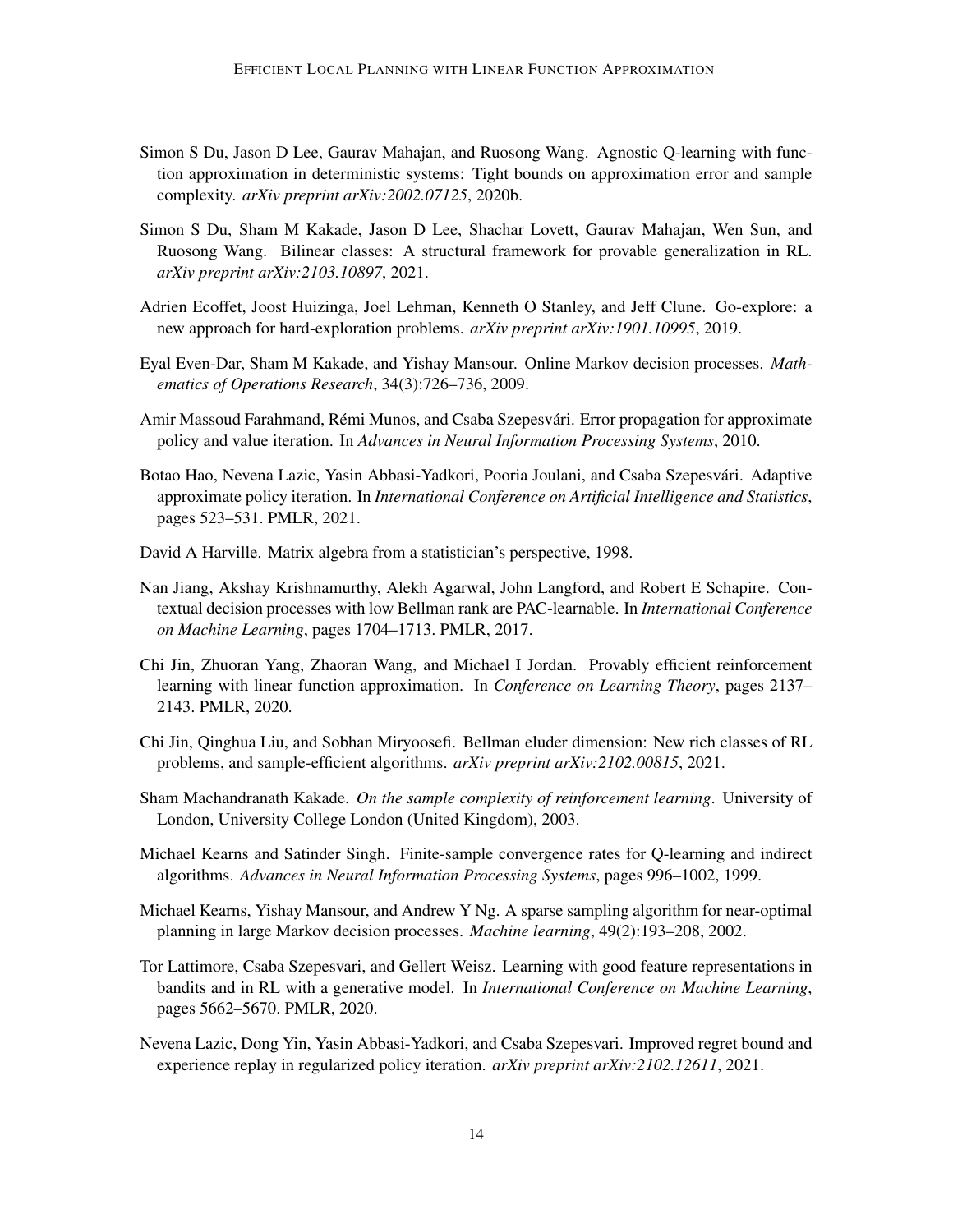Simon S Du, Jason D Lee, Gaurav Mahajan, and Ruosong Wang. Agnostic Q-learning with function approximation in deterministic systems: Tight bounds on approximation error and sample complexity. *arXiv preprint arXiv:2002.07125*, 2020b.

Simon S Du, Sham M Kakade, Jason D Lee, Shachar Lovett, Gaurav Mahajan, Wen Sun, and Ruosong Wang. Bilinear classes: A structural framework for provable generalization in RL. *arXiv preprint arXiv:2103.10897*, 2021.

Adrien Ecoffet, Joost Huizinga, Joel Lehman, Kenneth O Stanley, and Jeff Clune. Go-explore: a new approach for hard-exploration problems. *arXiv preprint arXiv:1901.10995*, 2019.

Eyal Even-Dar, Sham M Kakade, and Yishay Mansour. Online Markov decision processes. *Mathematics of Operations Research*, 34(3):726–736, 2009.

Amir Massoud Farahmand, Rémi Munos, and Csaba Szepesvári. Error propagation for approximate policy and value iteration. In *Advances in Neural Information Processing Systems*, 2010.

Botao Hao, Nevena Lazic, Yasin Abbasi-Yadkori, Pooria Joulani, and Csaba Szepesvári. Adaptive approximate policy iteration. In *International Conference on Artificial Intelligence and Statistics*, pages 523–531. PMLR, 2021.

David A Harville. Matrix algebra from a statistician's perspective, 1998.

Nan Jiang, Akshay Krishnamurthy, Alekh Agarwal, John Langford, and Robert E Schapire. Contextual decision processes with low Bellman rank are PAC-learnable. In *International Conference on Machine Learning*, pages 1704–1713. PMLR, 2017.

Chi Jin, Zhuoran Yang, Zhaoran Wang, and Michael I Jordan. Provably efficient reinforcement learning with linear function approximation. In *Conference on Learning Theory*, pages 2137–2143. PMLR, 2020.

Chi Jin, Qinghua Liu, and Sobhan Miryoosefi. Bellman eluder dimension: New rich classes of RL problems, and sample-efficient algorithms. *arXiv preprint arXiv:2102.00815*, 2021.

Sham Machandranath Kakade. *On the sample complexity of reinforcement learning*. University of London, University College London (United Kingdom), 2003.

Michael Kearns and Satinder Singh. Finite-sample convergence rates for Q-learning and indirect algorithms. *Advances in Neural Information Processing Systems*, pages 996–1002, 1999.

Michael Kearns, Yishay Mansour, and Andrew Y Ng. A sparse sampling algorithm for near-optimal planning in large Markov decision processes. *Machine learning*, 49(2):193–208, 2002.

Tor Lattimore, Csaba Szepesvari, and Gellert Weisz. Learning with good feature representations in bandits and in RL with a generative model. In *International Conference on Machine Learning*, pages 5662–5670. PMLR, 2020.

Nevena Lazic, Dong Yin, Yasin Abbasi-Yadkori, and Csaba Szepesvari. Improved regret bound and experience replay in regularized policy iteration. *arXiv preprint arXiv:2102.12611*, 2021.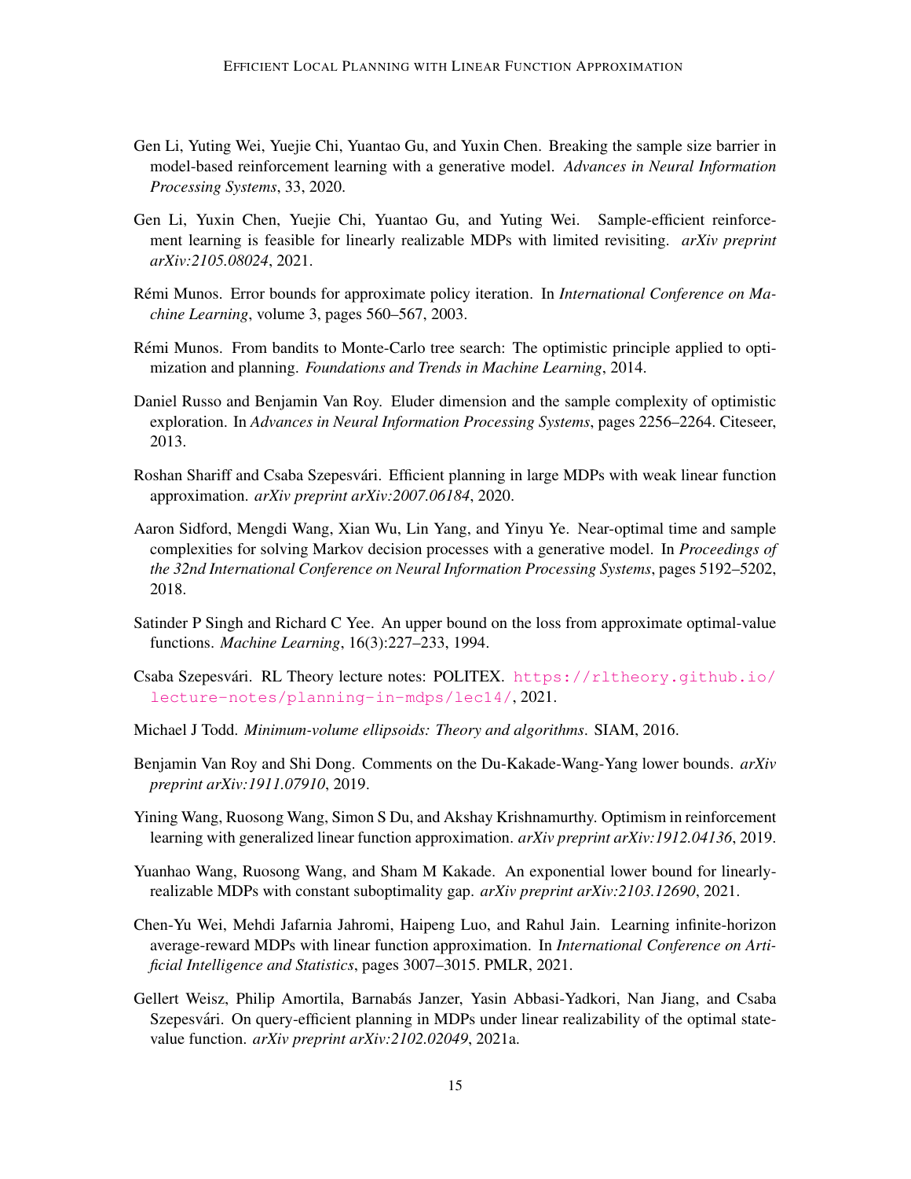Gen Li, Yuting Wei, Yuejie Chi, Yuantao Gu, and Yuxin Chen. Breaking the sample size barrier in model-based reinforcement learning with a generative model. *Advances in Neural Information Processing Systems*, 33, 2020.

Gen Li, Yuxin Chen, Yuejie Chi, Yuantao Gu, and Yuting Wei. Sample-efficient reinforcement learning is feasible for linearly realizable MDPs with limited revisiting. *arXiv preprint arXiv:2105.08024*, 2021.

Rémi Munos. Error bounds for approximate policy iteration. In *International Conference on Machine Learning*, volume 3, pages 560–567, 2003.

Rémi Munos. From bandits to Monte-Carlo tree search: The optimistic principle applied to optimization and planning. *Foundations and Trends in Machine Learning*, 2014.

Daniel Russo and Benjamin Van Roy. Eluder dimension and the sample complexity of optimistic exploration. In *Advances in Neural Information Processing Systems*, pages 2256–2264. Citeseer, 2013.

Roshan Shariff and Csaba Szepesvári. Efficient planning in large MDPs with weak linear function approximation. *arXiv preprint arXiv:2007.06184*, 2020.

Aaron Sidford, Mengdi Wang, Xian Wu, Lin Yang, and Yinyu Ye. Near-optimal time and sample complexities for solving Markov decision processes with a generative model. In *Proceedings of the 32nd International Conference on Neural Information Processing Systems*, pages 5192–5202, 2018.

Satinder P Singh and Richard C Yee. An upper bound on the loss from approximate optimal-value functions. *Machine Learning*, 16(3):227–233, 1994.

Csaba Szepesvári. RL Theory lecture notes: POLITEX. https://rltheory.github.io/lecture-notes/planning-in-mdps/lec14/, 2021.

Michael J Todd. *Minimum-volume ellipsoids: Theory and algorithms*. SIAM, 2016.

Benjamin Van Roy and Shi Dong. Comments on the Du-Kakade-Wang-Yang lower bounds. *arXiv preprint arXiv:1911.07910*, 2019.

Yining Wang, Ruosong Wang, Simon S Du, and Akshay Krishnamurthy. Optimism in reinforcement learning with generalized linear function approximation. *arXiv preprint arXiv:1912.04136*, 2019.

Yuanhao Wang, Ruosong Wang, and Sham M Kakade. An exponential lower bound for linearly-realizable MDPs with constant suboptimality gap. *arXiv preprint arXiv:2103.12690*, 2021.

Chen-Yu Wei, Mehdi Jafarnia Jahromi, Haipeng Luo, and Rahul Jain. Learning infinite-horizon average-reward MDPs with linear function approximation. In *International Conference on Artificial Intelligence and Statistics*, pages 3007–3015. PMLR, 2021.

Gellert Weisz, Philip Amortila, Barnabás Janzer, Yasin Abbasi-Yadkori, Nan Jiang, and Csaba Szepesvári. On query-efficient planning in MDPs under linear realizability of the optimal state-value function. *arXiv preprint arXiv:2102.02049*, 2021a.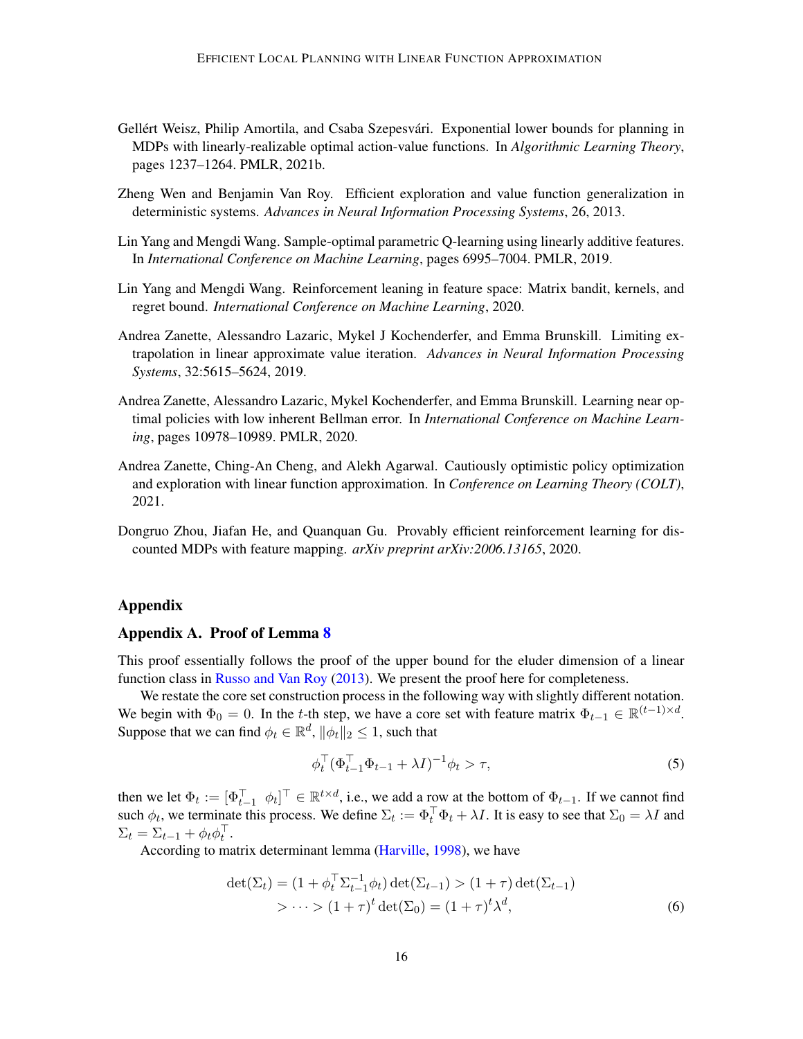Gellért Weisz, Philip Amortila, and Csaba Szepesvári. Exponential lower bounds for planning in MDPs with linearly-realizable optimal action-value functions. In *Algorithmic Learning Theory*, pages 1237–1264. PMLR, 2021b.

Zheng Wen and Benjamin Van Roy. Efficient exploration and value function generalization in deterministic systems. *Advances in Neural Information Processing Systems*, 26, 2013.

Lin Yang and Mengdi Wang. Sample-optimal parametric Q-learning using linearly additive features. In *International Conference on Machine Learning*, pages 6995–7004. PMLR, 2019.

Lin Yang and Mengdi Wang. Reinforcement leaning in feature space: Matrix bandit, kernels, and regret bound. *International Conference on Machine Learning*, 2020.

Andrea Zanette, Alessandro Lazaric, Mykel J Kochenderfer, and Emma Brunskill. Limiting extrapolation in linear approximate value iteration. *Advances in Neural Information Processing Systems*, 32:5615–5624, 2019.

Andrea Zanette, Alessandro Lazaric, Mykel Kochenderfer, and Emma Brunskill. Learning near optimal policies with low inherent Bellman error. In *International Conference on Machine Learning*, pages 10978–10989. PMLR, 2020.

Andrea Zanette, Ching-An Cheng, and Alekh Agarwal. Cautiously optimistic policy optimization and exploration with linear function approximation. In *Conference on Learning Theory (COLT)*, 2021.

Dongruo Zhou, Jiafan He, and Quanquan Gu. Provably efficient reinforcement learning for discounted MDPs with feature mapping. *arXiv preprint arXiv:2006.13165*, 2020.

## Appendix

### Appendix A. Proof of Lemma 8

This proof essentially follows the proof of the upper bound for the eluder dimension of a linear function class in Russo and Van Roy (2013). We present the proof here for completeness.

We restate the core set construction process in the following way with slightly different notation. We begin with $\Phi_0 = 0$. In the $t$-th step, we have a core set with feature matrix $\Phi_{t-1} \in \mathbb{R}^{(t-1)\times d}$. Suppose that we can find $\phi_t \in \mathbb{R}^d$, $\|\phi_t\|_2 \le 1$, such that

$$\phi_t^\top (\Phi_{t-1}^\top \Phi_{t-1} + \lambda I)^{-1} \phi_t > \tau, \tag{5}$$

then we let $\Phi_t := [\Phi_{t-1}^\top \;\; \phi_t]^\top \in \mathbb{R}^{t\times d}$, i.e., we add a row at the bottom of $\Phi_{t-1}$. If we cannot find such $\phi_t$, we terminate this process. We define $\Sigma_t := \Phi_t^\top \Phi_t + \lambda I$. It is easy to see that $\Sigma_0 = \lambda I$ and $\Sigma_t = \Sigma_{t-1} + \phi_t \phi_t^\top$.

According to matrix determinant lemma (Harville, 1998), we have

$$\begin{aligned}
\det(\Sigma_t) &= (1 + \phi_t^\top \Sigma_{t-1}^{-1} \phi_t) \det(\Sigma_{t-1}) > (1+\tau)\det(\Sigma_{t-1}) \\
&> \cdots > (1+\tau)^t \det(\Sigma_0) = (1+\tau)^t \lambda^d,
\end{aligned} \tag{6}$$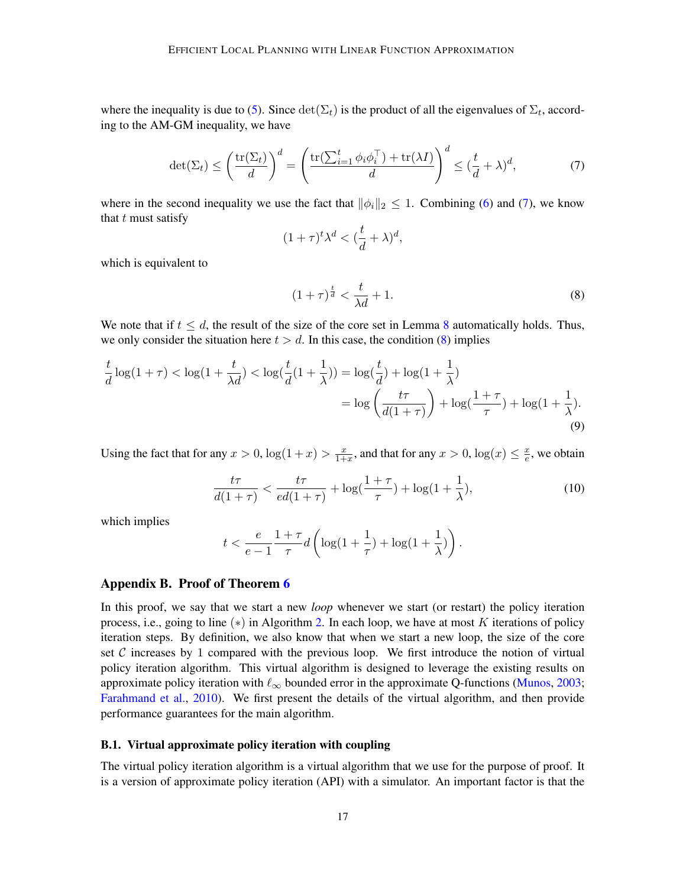where the inequality is due to (5). Since $\det(\Sigma_t)$ is the product of all the eigenvalues of $\Sigma_t$, according to the AM-GM inequality, we have

$$\det(\Sigma_t) \le \left(\frac{\mathrm{tr}(\Sigma_t)}{d}\right)^d = \left(\frac{\mathrm{tr}(\sum_{i=1}^t \phi_i \phi_i^\top) + \mathrm{tr}(\lambda I)}{d}\right)^d \le (\frac{t}{d} + \lambda)^d, \tag{7}$$

where in the second inequality we use the fact that $\|\phi_i\|_2 \le 1$. Combining (6) and (7), we know that $t$ must satisfy

$$(1+\tau)^t \lambda^d < (\frac{t}{d} + \lambda)^d,$$

which is equivalent to

$$(1+\tau)^{\frac{t}{d}} < \frac{t}{\lambda d} + 1. \tag{8}$$

We note that if $t \le d$, the result of the size of the core set in Lemma 8 automatically holds. Thus, we only consider the situation here $t > d$. In this case, the condition (8) implies

$$\begin{aligned}
\frac{t}{d}\log(1+\tau) < \log(1 + \frac{t}{\lambda d}) < \log(\frac{t}{d}(1 + \frac{1}{\lambda})) &= \log(\frac{t}{d}) + \log(1+\frac{1}{\lambda}) \\
&= \log\left(\frac{t\tau}{d(1+\tau)}\right) + \log(\frac{1+\tau}{\tau}) + \log(1+\frac{1}{\lambda}).
\end{aligned} \tag{9}$$

Using the fact that for any $x > 0$, $\log(1+x) > \frac{x}{1+x}$, and that for any $x > 0$, $\log(x) \le \frac{x}{e}$, we obtain

$$\frac{t\tau}{d(1+\tau)} < \frac{t\tau}{ed(1+\tau)} + \log(\frac{1+\tau}{\tau}) + \log(1+\frac{1}{\lambda}), \tag{10}$$

which implies

$$t < \frac{e}{e-1}\frac{1+\tau}{\tau} d\left(\log(1+\frac{1}{\tau}) + \log(1+\frac{1}{\lambda})\right).$$

## Appendix B. Proof of Theorem 6

In this proof, we say that we start a new *loop* whenever we start (or restart) the policy iteration process, i.e., going to line $(*)$ in Algorithm 2. In each loop, we have at most $K$ iterations of policy iteration steps. By definition, we also know that when we start a new loop, the size of the core set $\mathcal{C}$ increases by 1 compared with the previous loop. We first introduce the notion of virtual policy iteration algorithm. This virtual algorithm is designed to leverage the existing results on approximate policy iteration with $\ell_\infty$ bounded error in the approximate Q-functions (Munos, 2003; Farahmand et al., 2010). We first present the details of the virtual algorithm, and then provide performance guarantees for the main algorithm.

### B.1. Virtual approximate policy iteration with coupling

The virtual policy iteration algorithm is a virtual algorithm that we use for the purpose of proof. It is a version of approximate policy iteration (API) with a simulator. An important factor is that the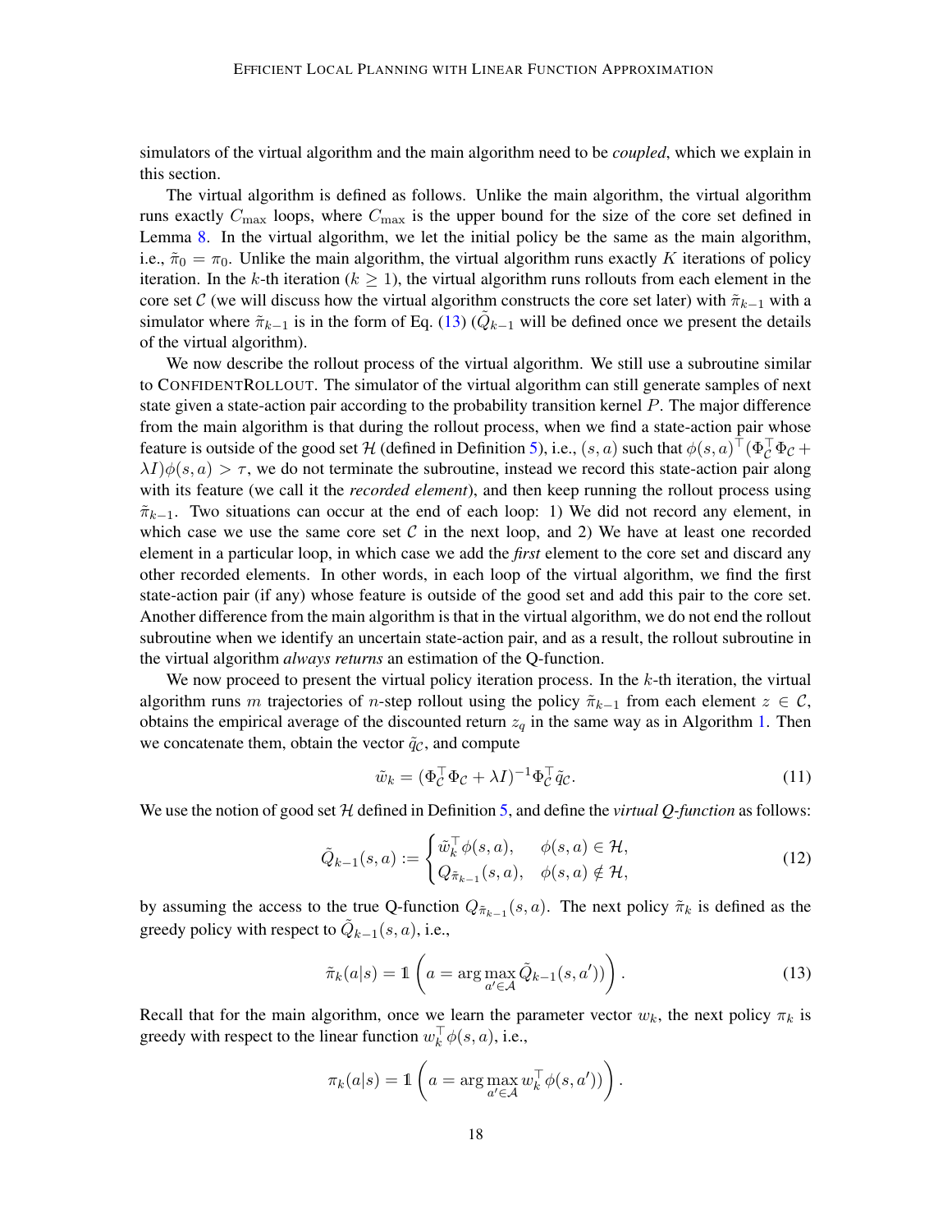simulators of the virtual algorithm and the main algorithm need to be *coupled*, which we explain in this section.

The virtual algorithm is defined as follows. Unlike the main algorithm, the virtual algorithm runs exactly $C_{\max}$ loops, where $C_{\max}$ is the upper bound for the size of the core set defined in Lemma 8. In the virtual algorithm, we let the initial policy be the same as the main algorithm, i.e., $\tilde{\pi}_0 = \pi_0$. Unlike the main algorithm, the virtual algorithm runs exactly $K$ iterations of policy iteration. In the $k$-th iteration ($k \geq 1$), the virtual algorithm runs rollouts from each element in the core set $\mathcal{C}$ (we will discuss how the virtual algorithm constructs the core set later) with $\tilde{\pi}_{k-1}$ with a simulator where $\tilde{\pi}_{k-1}$ is in the form of Eq. (13) ($\tilde{Q}_{k-1}$ will be defined once we present the details of the virtual algorithm).

We now describe the rollout process of the virtual algorithm. We still use a subroutine similar to ConfidentRollout. The simulator of the virtual algorithm can still generate samples of next state given a state-action pair according to the probability transition kernel $P$. The major difference from the main algorithm is that during the rollout process, when we find a state-action pair whose feature is outside of the good set $\mathcal{H}$ (defined in Definition 5), i.e., $(s, a)$ such that $\phi(s,a)^\top (\Phi_{\mathcal{C}}^\top \Phi_{\mathcal{C}} + \lambda I)\phi(s,a) > \tau$, we do not terminate the subroutine, instead we record this state-action pair along with its feature (we call it the *recorded element*), and then keep running the rollout process using $\tilde{\pi}_{k-1}$. Two situations can occur at the end of each loop: 1) We did not record any element, in which case we use the same core set $\mathcal{C}$ in the next loop, and 2) We have at least one recorded element in a particular loop, in which case we add the *first* element to the core set and discard any other recorded elements. In other words, in each loop of the virtual algorithm, we find the first state-action pair (if any) whose feature is outside of the good set and add this pair to the core set. Another difference from the main algorithm is that in the virtual algorithm, we do not end the rollout subroutine when we identify an uncertain state-action pair, and as a result, the rollout subroutine in the virtual algorithm *always returns* an estimation of the Q-function.

We now proceed to present the virtual policy iteration process. In the $k$-th iteration, the virtual algorithm runs $m$ trajectories of $n$-step rollout using the policy $\tilde{\pi}_{k-1}$ from each element $z \in \mathcal{C}$, obtains the empirical average of the discounted return $z_q$ in the same way as in Algorithm 1. Then we concatenate them, obtain the vector $\tilde{q}_{\mathcal{C}}$, and compute

$$\tilde{w}_k = (\Phi_{\mathcal{C}}^\top \Phi_{\mathcal{C}} + \lambda I)^{-1} \Phi_{\mathcal{C}}^\top \tilde{q}_{\mathcal{C}}. \tag{11}$$

We use the notion of good set $\mathcal{H}$ defined in Definition 5, and define the *virtual Q-function* as follows:

$$\tilde{Q}_{k-1}(s,a) := \begin{cases} \tilde{w}_k^\top \phi(s,a), & \phi(s,a) \in \mathcal{H}, \\ Q_{\tilde{\pi}_{k-1}}(s,a), & \phi(s,a) \notin \mathcal{H}, \end{cases} \tag{12}$$

by assuming the access to the true Q-function $Q_{\tilde{\pi}_{k-1}}(s,a)$. The next policy $\tilde{\pi}_k$ is defined as the greedy policy with respect to $\tilde{Q}_{k-1}(s,a)$, i.e.,

$$\tilde{\pi}_k(a|s) = \mathbb{1}\left(a = \arg\max_{a' \in \mathcal{A}} \tilde{Q}_{k-1}(s,a')\right). \tag{13}$$

Recall that for the main algorithm, once we learn the parameter vector $w_k$, the next policy $\pi_k$ is greedy with respect to the linear function $w_k^\top \phi(s,a)$, i.e.,

$$\pi_k(a|s) = \mathbb{1}\left(a = \arg\max_{a' \in \mathcal{A}} w_k^\top \phi(s,a')\right).$$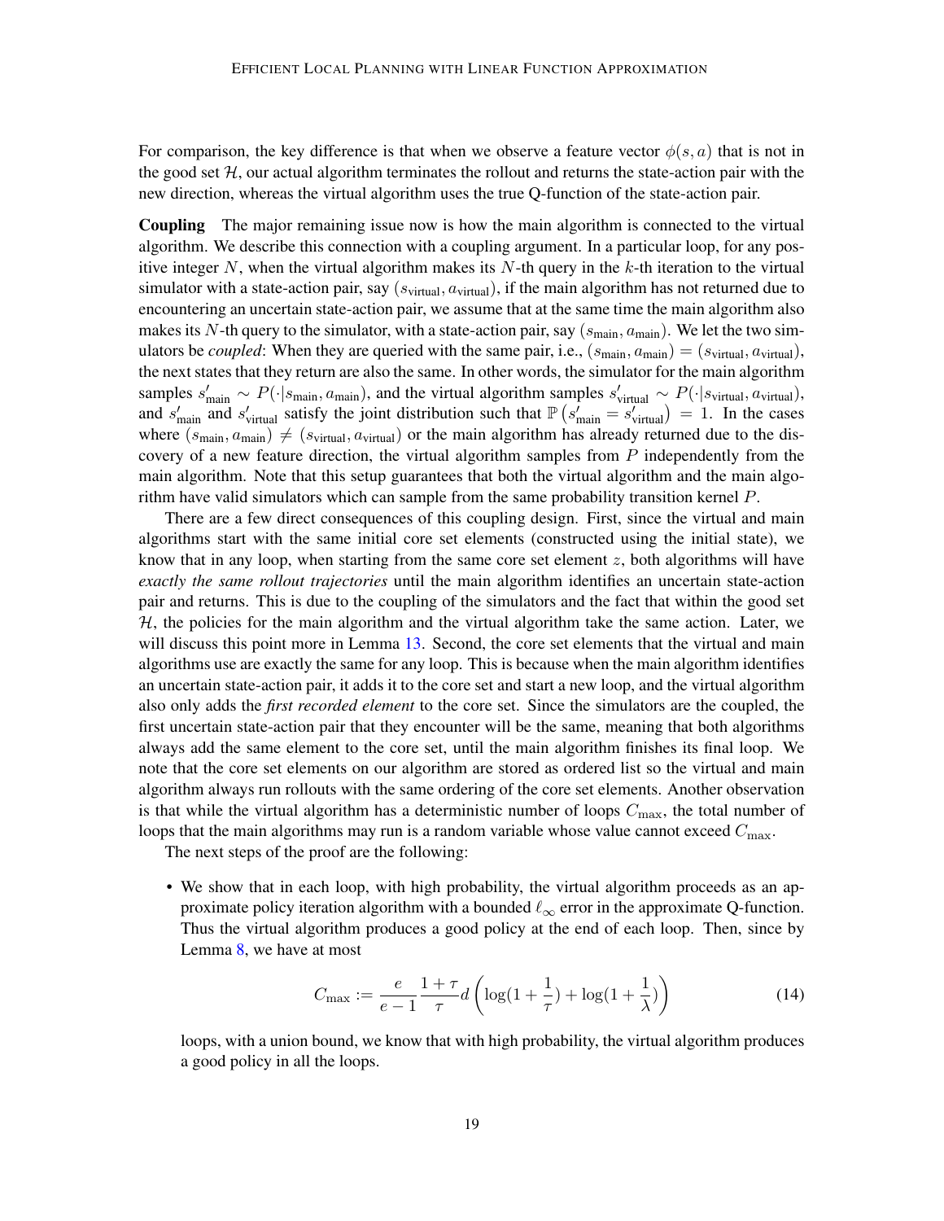For comparison, the key difference is that when we observe a feature vector $\phi(s, a)$ that is not in the good set $\mathcal{H}$, our actual algorithm terminates the rollout and returns the state-action pair with the new direction, whereas the virtual algorithm uses the true Q-function of the state-action pair.

**Coupling** The major remaining issue now is how the main algorithm is connected to the virtual algorithm. We describe this connection with a coupling argument. In a particular loop, for any positive integer $N$, when the virtual algorithm makes its $N$-th query in the $k$-th iteration to the virtual simulator with a state-action pair, say $(s_{\text{virtual}}, a_{\text{virtual}})$, if the main algorithm has not returned due to encountering an uncertain state-action pair, we assume that at the same time the main algorithm also makes its $N$-th query to the simulator, with a state-action pair, say $(s_{\text{main}}, a_{\text{main}})$. We let the two simulators be *coupled*: When they are queried with the same pair, i.e., $(s_{\text{main}}, a_{\text{main}}) = (s_{\text{virtual}}, a_{\text{virtual}})$, the next states that they return are also the same. In other words, the simulator for the main algorithm samples $s'_{\text{main}} \sim P(\cdot|s_{\text{main}}, a_{\text{main}})$, and the virtual algorithm samples $s'_{\text{virtual}} \sim P(\cdot|s_{\text{virtual}}, a_{\text{virtual}})$, and $s'_{\text{main}}$ and $s'_{\text{virtual}}$ satisfy the joint distribution such that $\mathbb{P}\left(s'_{\text{main}} = s'_{\text{virtual}}\right) = 1$. In the cases where $(s_{\text{main}}, a_{\text{main}}) \neq (s_{\text{virtual}}, a_{\text{virtual}})$ or the main algorithm has already returned due to the discovery of a new feature direction, the virtual algorithm samples from $P$ independently from the main algorithm. Note that this setup guarantees that both the virtual algorithm and the main algorithm have valid simulators which can sample from the same probability transition kernel $P$.

There are a few direct consequences of this coupling design. First, since the virtual and main algorithms start with the same initial core set elements (constructed using the initial state), we know that in any loop, when starting from the same core set element $z$, both algorithms will have *exactly the same rollout trajectories* until the main algorithm identifies an uncertain state-action pair and returns. This is due to the coupling of the simulators and the fact that within the good set $\mathcal{H}$, the policies for the main algorithm and the virtual algorithm take the same action. Later, we will discuss this point more in Lemma 13. Second, the core set elements that the virtual and main algorithms use are exactly the same for any loop. This is because when the main algorithm identifies an uncertain state-action pair, it adds it to the core set and start a new loop, and the virtual algorithm also only adds the *first recorded element* to the core set. Since the simulators are the coupled, the first uncertain state-action pair that they encounter will be the same, meaning that both algorithms always add the same element to the core set, until the main algorithm finishes its final loop. We note that the core set elements on our algorithm are stored as ordered list so the virtual and main algorithm always run rollouts with the same ordering of the core set elements. Another observation is that while the virtual algorithm has a deterministic number of loops $C_{\max}$, the total number of loops that the main algorithms may run is a random variable whose value cannot exceed $C_{\max}$.

The next steps of the proof are the following:

- We show that in each loop, with high probability, the virtual algorithm proceeds as an approximate policy iteration algorithm with a bounded $\ell_\infty$ error in the approximate Q-function. Thus the virtual algorithm produces a good policy at the end of each loop. Then, since by Lemma 8, we have at most

$$C_{\max} := \frac{e}{e-1} \frac{1+\tau}{\tau} d \left( \log(1 + \frac{1}{\tau}) + \log(1 + \frac{1}{\lambda}) \right) \tag{14}$$

loops, with a union bound, we know that with high probability, the virtual algorithm produces a good policy in all the loops.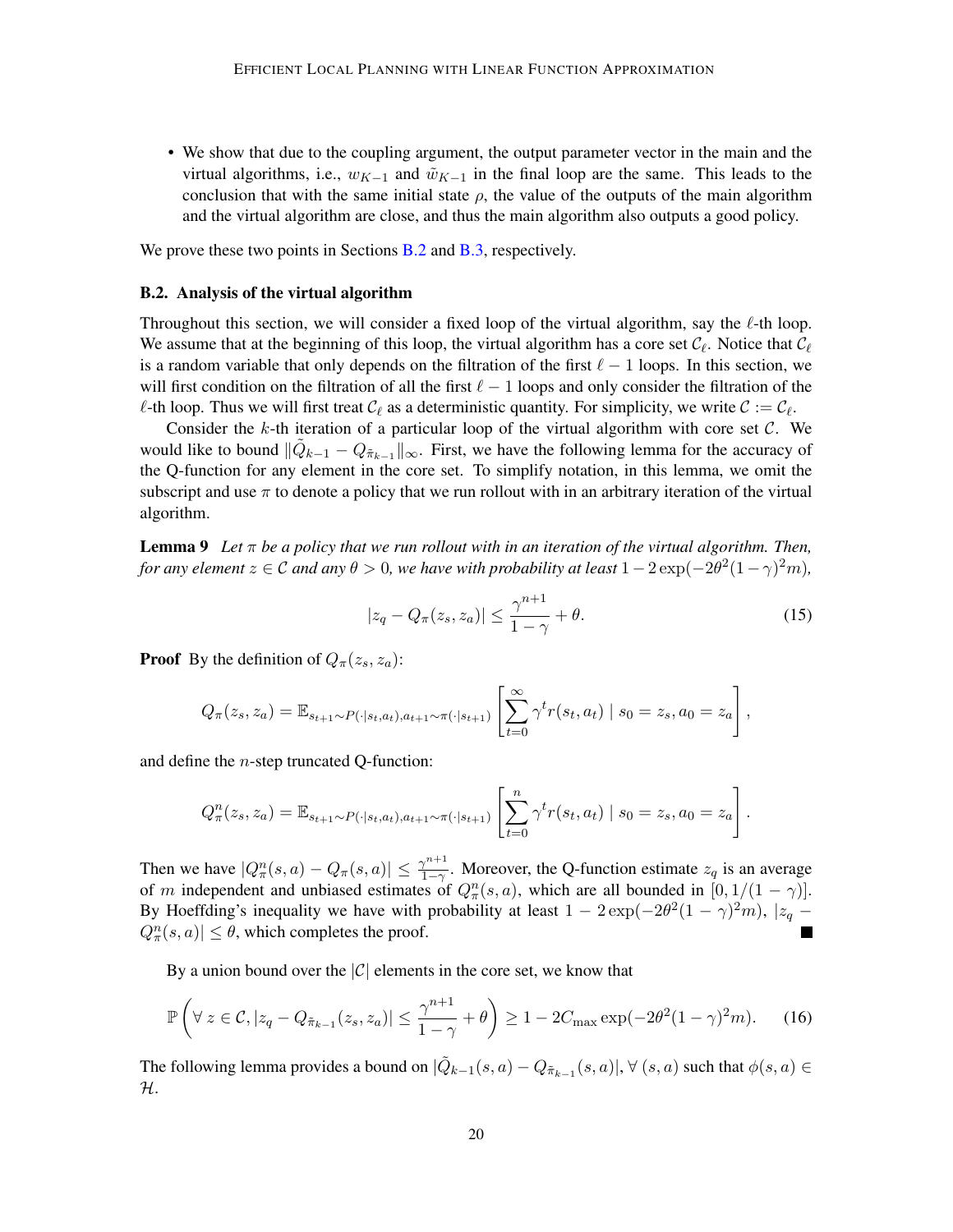- We show that due to the coupling argument, the output parameter vector in the main and the virtual algorithms, i.e., $w_{K-1}$ and $\tilde{w}_{K-1}$ in the final loop are the same. This leads to the conclusion that with the same initial state $\rho$, the value of the outputs of the main algorithm and the virtual algorithm are close, and thus the main algorithm also outputs a good policy.

We prove these two points in Sections B.2 and B.3, respectively.

### B.2. Analysis of the virtual algorithm

Throughout this section, we will consider a fixed loop of the virtual algorithm, say the $\ell$-th loop. We assume that at the beginning of this loop, the virtual algorithm has a core set $\mathcal{C}_\ell$. Notice that $\mathcal{C}_\ell$ is a random variable that only depends on the filtration of the first $\ell - 1$ loops. In this section, we will first condition on the filtration of all the first $\ell - 1$ loops and only consider the filtration of the $\ell$-th loop. Thus we will first treat $\mathcal{C}_\ell$ as a deterministic quantity. For simplicity, we write $\mathcal{C} := \mathcal{C}_\ell$.

Consider the $k$-th iteration of a particular loop of the virtual algorithm with core set $\mathcal{C}$. We would like to bound $\|\tilde{Q}_{k-1} - Q_{\tilde{\pi}_{k-1}}\|_\infty$. First, we have the following lemma for the accuracy of the Q-function for any element in the core set. To simplify notation, in this lemma, we omit the subscript and use $\pi$ to denote a policy that we run rollout with in an arbitrary iteration of the virtual algorithm.

**Lemma 9** *Let $\pi$ be a policy that we run rollout with in an iteration of the virtual algorithm. Then, for any element $z \in \mathcal{C}$ and any $\theta > 0$, we have with probability at least $1 - 2\exp(-2\theta^2(1-\gamma)^2 m)$,*

$$|z_q - Q_\pi(z_s, z_a)| \leq \frac{\gamma^{n+1}}{1-\gamma} + \theta. \tag{15}$$

**Proof** By the definition of $Q_\pi(z_s, z_a)$:

$$Q_\pi(z_s, z_a) = \mathbb{E}_{s_{t+1} \sim P(\cdot|s_t, a_t), a_{t+1} \sim \pi(\cdot|s_{t+1})} \left[ \sum_{t=0}^{\infty} \gamma^t r(s_t, a_t) \mid s_0 = z_s, a_0 = z_a \right],$$

and define the $n$-step truncated Q-function:

$$Q_\pi^n(z_s, z_a) = \mathbb{E}_{s_{t+1} \sim P(\cdot|s_t, a_t), a_{t+1} \sim \pi(\cdot|s_{t+1})} \left[ \sum_{t=0}^{n} \gamma^t r(s_t, a_t) \mid s_0 = z_s, a_0 = z_a \right].$$

Then we have $|Q_\pi^n(s,a) - Q_\pi(s,a)| \leq \frac{\gamma^{n+1}}{1-\gamma}$. Moreover, the Q-function estimate $z_q$ is an average of $m$ independent and unbiased estimates of $Q_\pi^n(s,a)$, which are all bounded in $[0, 1/(1-\gamma)]$. By Hoeffding's inequality we have with probability at least $1 - 2\exp(-2\theta^2(1-\gamma)^2 m)$, $|z_q - Q_\pi^n(s,a)| \leq \theta$, which completes the proof. ∎

By a union bound over the $|\mathcal{C}|$ elements in the core set, we know that

$$\mathbb{P}\left( \forall\, z \in \mathcal{C}, |z_q - Q_{\tilde{\pi}_{k-1}}(z_s, z_a)| \leq \frac{\gamma^{n+1}}{1-\gamma} + \theta \right) \geq 1 - 2C_{\max} \exp(-2\theta^2(1-\gamma)^2 m). \tag{16}$$

The following lemma provides a bound on $|\tilde{Q}_{k-1}(s,a) - Q_{\tilde{\pi}_{k-1}}(s,a)|$, $\forall\, (s,a)$ such that $\phi(s,a) \in \mathcal{H}$.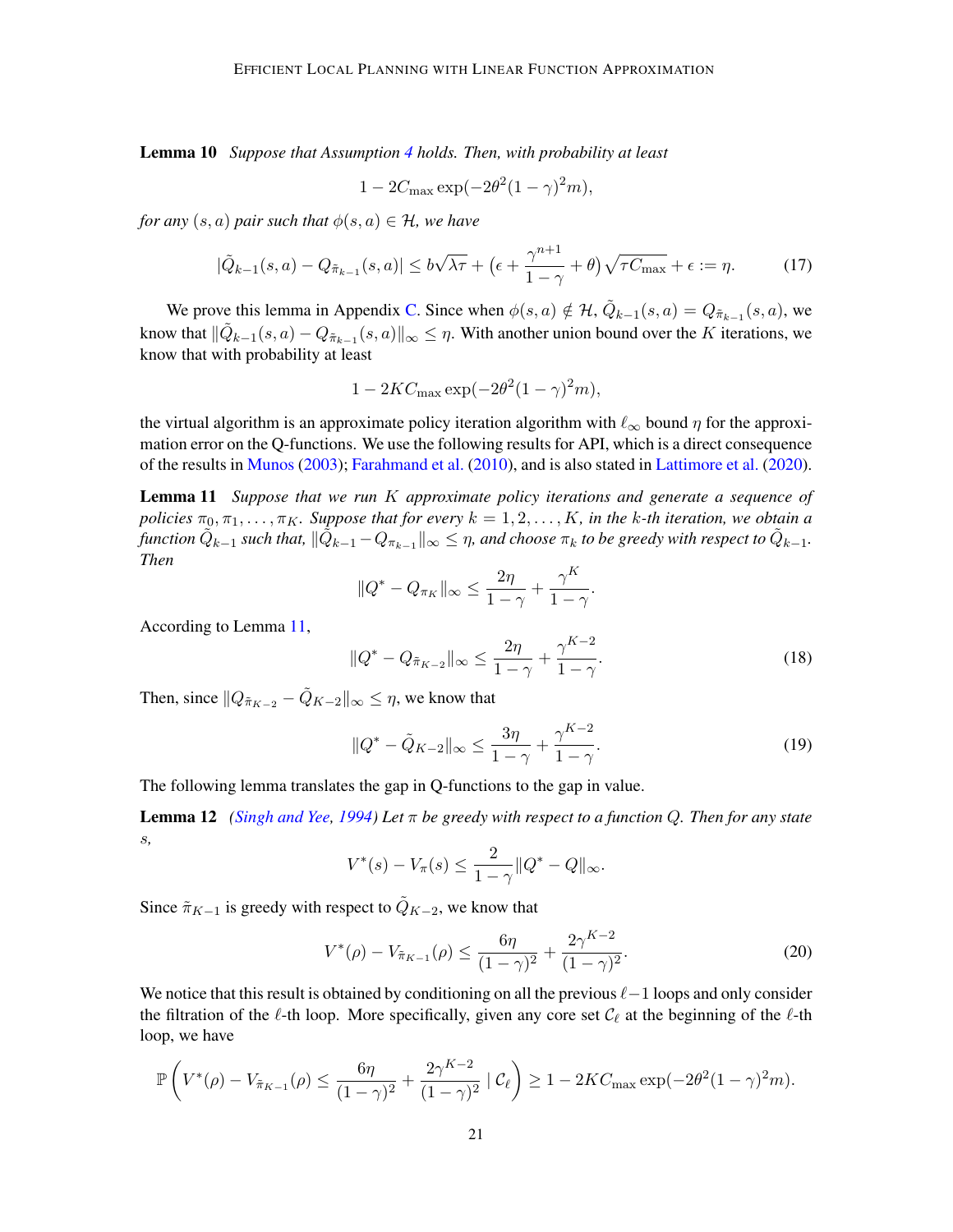**Lemma 10** *Suppose that Assumption 4 holds. Then, with probability at least*

$$1 - 2C_{\max} \exp(-2\theta^2(1-\gamma)^2 m),$$

*for any $(s, a)$ pair such that $\phi(s, a) \in \mathcal{H}$, we have*

$$|\tilde{Q}_{k-1}(s,a) - Q_{\tilde{\pi}_{k-1}}(s,a)| \le b\sqrt{\lambda\tau} + \left(\epsilon + \frac{\gamma^{n+1}}{1-\gamma} + \theta\right)\sqrt{\tau C_{\max}} + \epsilon := \eta. \tag{17}$$

We prove this lemma in Appendix C. Since when $\phi(s,a) \notin \mathcal{H}$, $\tilde{Q}_{k-1}(s,a) = Q_{\tilde{\pi}_{k-1}}(s,a)$, we know that $\|\tilde{Q}_{k-1}(s,a) - Q_{\tilde{\pi}_{k-1}}(s,a)\|_\infty \le \eta$. With another union bound over the $K$ iterations, we know that with probability at least

$$1 - 2KC_{\max} \exp(-2\theta^2(1-\gamma)^2 m),$$

the virtual algorithm is an approximate policy iteration algorithm with $\ell_\infty$ bound $\eta$ for the approximation error on the Q-functions. We use the following results for API, which is a direct consequence of the results in Munos (2003); Farahmand et al. (2010), and is also stated in Lattimore et al. (2020).

**Lemma 11** *Suppose that we run $K$ approximate policy iterations and generate a sequence of policies $\pi_0, \pi_1, \ldots, \pi_K$. Suppose that for every $k = 1, 2, \ldots, K$, in the $k$-th iteration, we obtain a function $\tilde{Q}_{k-1}$ such that, $\|\tilde{Q}_{k-1} - Q_{\pi_{k-1}}\|_\infty \le \eta$, and choose $\pi_k$ to be greedy with respect to $\tilde{Q}_{k-1}$. Then*

$$\|Q^* - Q_{\pi_K}\|_\infty \le \frac{2\eta}{1-\gamma} + \frac{\gamma^K}{1-\gamma}.$$

According to Lemma 11,

$$\|Q^* - Q_{\tilde{\pi}_{K-2}}\|_\infty \le \frac{2\eta}{1-\gamma} + \frac{\gamma^{K-2}}{1-\gamma}. \tag{18}$$

Then, since $\|Q_{\tilde{\pi}_{K-2}} - \tilde{Q}_{K-2}\|_\infty \le \eta$, we know that

$$\|Q^* - \tilde{Q}_{K-2}\|_\infty \le \frac{3\eta}{1-\gamma} + \frac{\gamma^{K-2}}{1-\gamma}. \tag{19}$$

The following lemma translates the gap in Q-functions to the gap in value.

**Lemma 12** *(Singh and Yee, 1994) Let $\pi$ be greedy with respect to a function $Q$. Then for any state $s$,*

$$V^*(s) - V_\pi(s) \le \frac{2}{1-\gamma}\|Q^* - Q\|_\infty.$$

Since $\tilde{\pi}_{K-1}$ is greedy with respect to $\tilde{Q}_{K-2}$, we know that

$$V^*(\rho) - V_{\tilde{\pi}_{K-1}}(\rho) \le \frac{6\eta}{(1-\gamma)^2} + \frac{2\gamma^{K-2}}{(1-\gamma)^2}. \tag{20}$$

We notice that this result is obtained by conditioning on all the previous $\ell - 1$ loops and only consider the filtration of the $\ell$-th loop. More specifically, given any core set $\mathcal{C}_\ell$ at the beginning of the $\ell$-th loop, we have

$$\mathbb{P}\left(V^*(\rho) - V_{\tilde{\pi}_{K-1}}(\rho) \le \frac{6\eta}{(1-\gamma)^2} + \frac{2\gamma^{K-2}}{(1-\gamma)^2} \mid \mathcal{C}_\ell\right) \ge 1 - 2KC_{\max}\exp(-2\theta^2(1-\gamma)^2 m).$$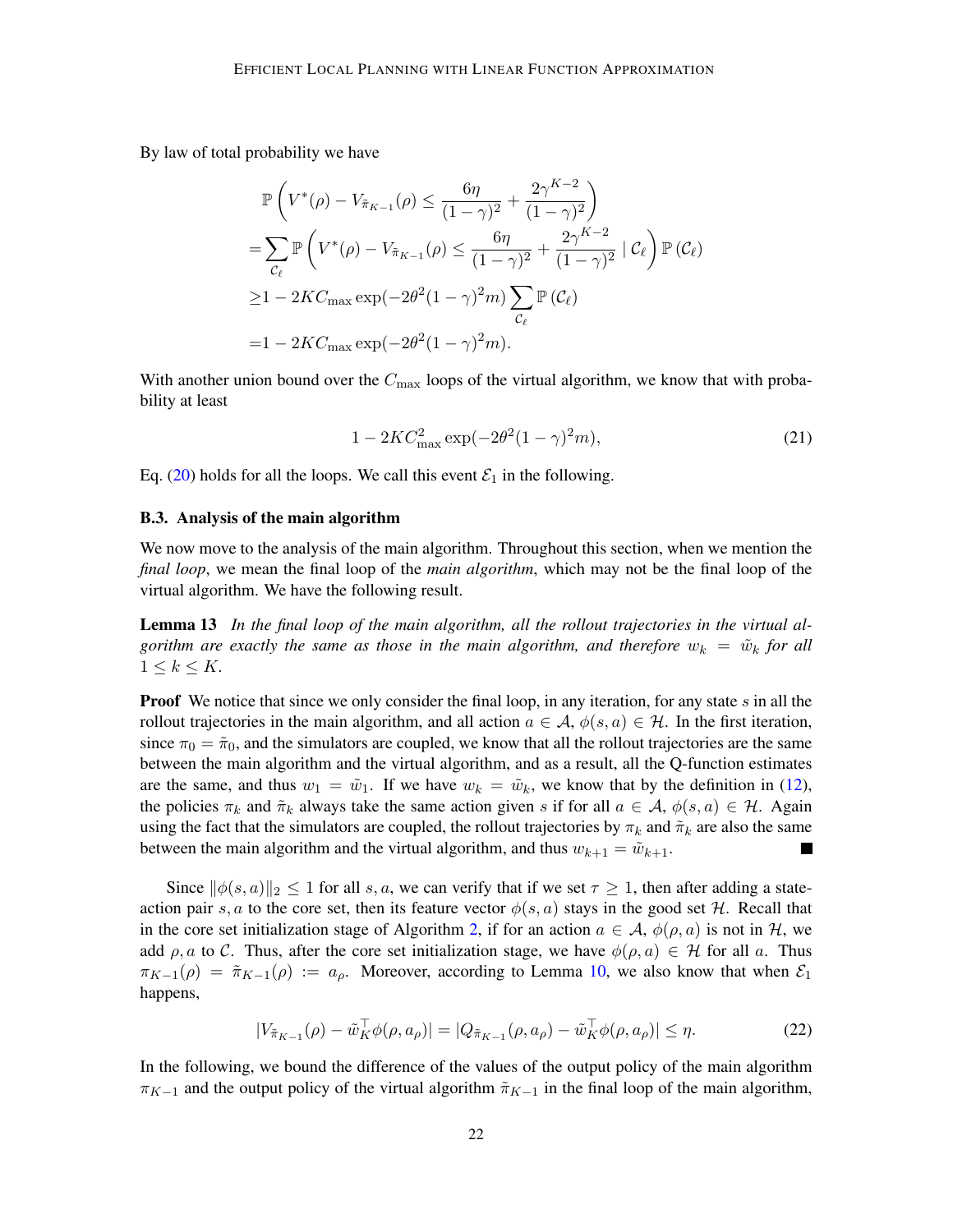By law of total probability we have

$$
\begin{aligned}
&\mathbb{P}\left(V^*(\rho) - V_{\tilde{\pi}_{K-1}}(\rho) \le \frac{6\eta}{(1-\gamma)^2} + \frac{2\gamma^{K-2}}{(1-\gamma)^2}\right) \\
=&\sum_{\mathcal{C}_\ell} \mathbb{P}\left(V^*(\rho) - V_{\tilde{\pi}_{K-1}}(\rho) \le \frac{6\eta}{(1-\gamma)^2} + \frac{2\gamma^{K-2}}{(1-\gamma)^2} \mid \mathcal{C}_\ell\right) \mathbb{P}\left(\mathcal{C}_\ell\right) \\
\ge& 1 - 2KC_{\max}\exp(-2\theta^2(1-\gamma)^2 m) \sum_{\mathcal{C}_\ell} \mathbb{P}\left(\mathcal{C}_\ell\right) \\
=& 1 - 2KC_{\max}\exp(-2\theta^2(1-\gamma)^2 m).
\end{aligned}
$$

With another union bound over the $C_{\max}$ loops of the virtual algorithm, we know that with probability at least

$$
1 - 2KC_{\max}^2\exp(-2\theta^2(1-\gamma)^2 m), \tag{21}
$$

Eq. (20) holds for all the loops. We call this event $\mathcal{E}_1$ in the following.

### B.3. Analysis of the main algorithm

We now move to the analysis of the main algorithm. Throughout this section, when we mention the *final loop*, we mean the final loop of the *main algorithm*, which may not be the final loop of the virtual algorithm. We have the following result.

**Lemma 13** *In the final loop of the main algorithm, all the rollout trajectories in the virtual algorithm are exactly the same as those in the main algorithm, and therefore $w_k = \tilde{w}_k$ for all $1 \le k \le K$.*

**Proof** We notice that since we only consider the final loop, in any iteration, for any state $s$ in all the rollout trajectories in the main algorithm, and all action $a \in \mathcal{A}$, $\phi(s,a) \in \mathcal{H}$. In the first iteration, since $\pi_0 = \tilde{\pi}_0$, and the simulators are coupled, we know that all the rollout trajectories are the same between the main algorithm and the virtual algorithm, and as a result, all the Q-function estimates are the same, and thus $w_1 = \tilde{w}_1$. If we have $w_k = \tilde{w}_k$, we know that by the definition in (12), the policies $\pi_k$ and $\tilde{\pi}_k$ always take the same action given $s$ if for all $a \in \mathcal{A}$, $\phi(s,a) \in \mathcal{H}$. Again using the fact that the simulators are coupled, the rollout trajectories by $\pi_k$ and $\tilde{\pi}_k$ are also the same between the main algorithm and the virtual algorithm, and thus $w_{k+1} = \tilde{w}_{k+1}$. ∎

Since $\|\phi(s,a)\|_2 \le 1$ for all $s, a$, we can verify that if we set $\tau \ge 1$, then after adding a state-action pair $s, a$ to the core set, then its feature vector $\phi(s,a)$ stays in the good set $\mathcal{H}$. Recall that in the core set initialization stage of Algorithm 2, if for an action $a \in \mathcal{A}$, $\phi(\rho, a)$ is not in $\mathcal{H}$, we add $\rho, a$ to $\mathcal{C}$. Thus, after the core set initialization stage, we have $\phi(\rho, a) \in \mathcal{H}$ for all $a$. Thus $\pi_{K-1}(\rho) = \tilde{\pi}_{K-1}(\rho) := a_\rho$. Moreover, according to Lemma 10, we also know that when $\mathcal{E}_1$ happens,

$$
|V_{\tilde{\pi}_{K-1}}(\rho) - \tilde{w}_K^\top \phi(\rho, a_\rho)| = |Q_{\tilde{\pi}_{K-1}}(\rho, a_\rho) - \tilde{w}_K^\top \phi(\rho, a_\rho)| \le \eta. \tag{22}
$$

In the following, we bound the difference of the values of the output policy of the main algorithm $\pi_{K-1}$ and the output policy of the virtual algorithm $\tilde{\pi}_{K-1}$ in the final loop of the main algorithm,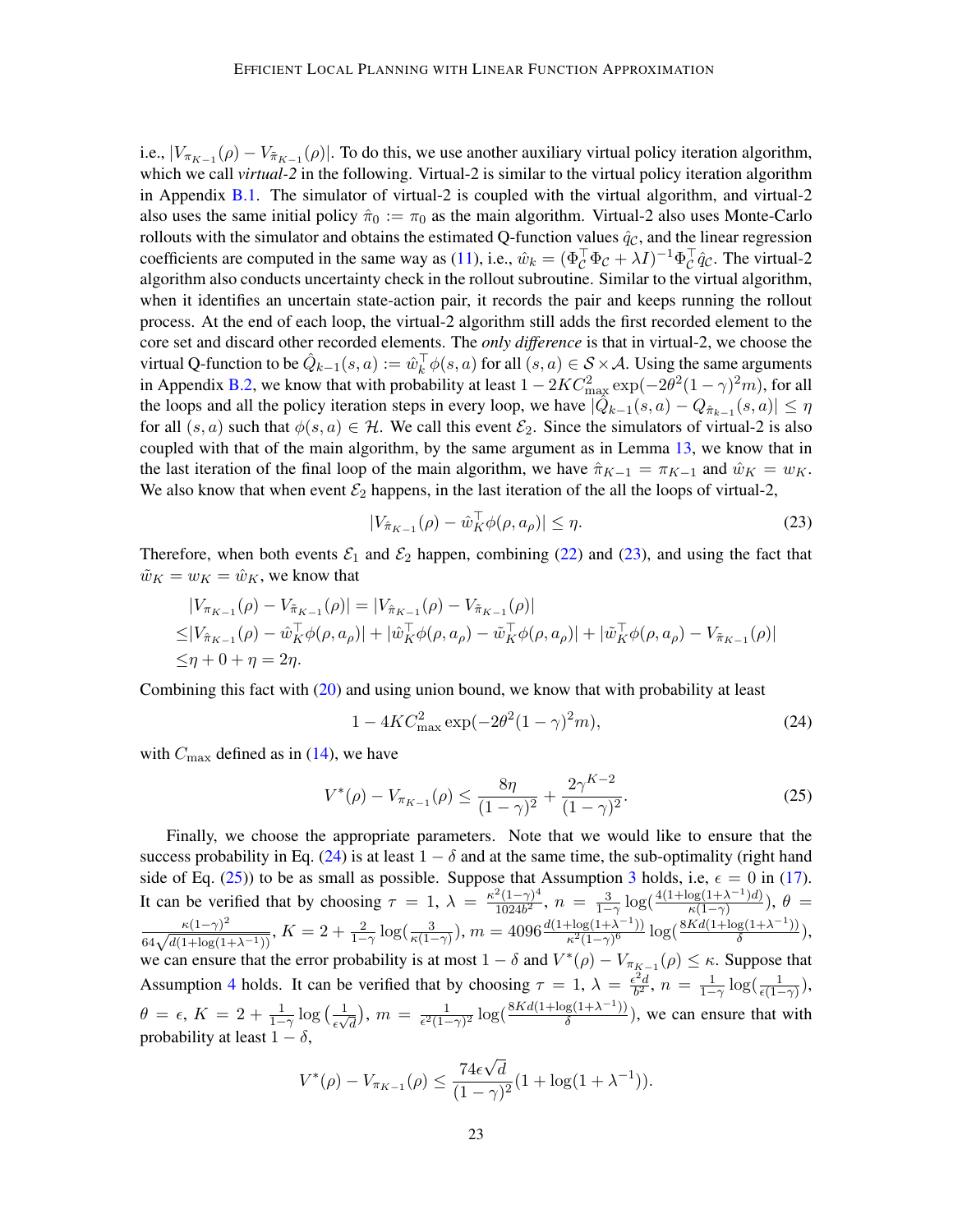i.e., $|V_{\pi_{K-1}}(\rho) - V_{\tilde{\pi}_{K-1}}(\rho)|$. To do this, we use another auxiliary virtual policy iteration algorithm, which we call *virtual-2* in the following. Virtual-2 is similar to the virtual policy iteration algorithm in Appendix B.1. The simulator of virtual-2 is coupled with the virtual algorithm, and virtual-2 also uses the same initial policy $\hat{\pi}_0 := \pi_0$ as the main algorithm. Virtual-2 also uses Monte-Carlo rollouts with the simulator and obtains the estimated Q-function values $\hat{q}_{\mathcal{C}}$, and the linear regression coefficients are computed in the same way as (11), i.e., $\hat{w}_k = (\Phi_{\mathcal{C}}^\top \Phi_{\mathcal{C}} + \lambda I)^{-1} \Phi_{\mathcal{C}}^\top \hat{q}_{\mathcal{C}}$. The virtual-2 algorithm also conducts uncertainty check in the rollout subroutine. Similar to the virtual algorithm, when it identifies an uncertain state-action pair, it records the pair and keeps running the rollout process. At the end of each loop, the virtual-2 algorithm still adds the first recorded element to the core set and discard other recorded elements. The *only difference* is that in virtual-2, we choose the virtual Q-function to be $\hat{Q}_{k-1}(s,a) := \hat{w}_k^\top \phi(s,a)$ for all $(s,a) \in \mathcal{S} \times \mathcal{A}$. Using the same arguments in Appendix B.2, we know that with probability at least $1 - 2KC_{\max}^2 \exp(-2\theta^2(1-\gamma)^2 m)$, for all the loops and all the policy iteration steps in every loop, we have $|\hat{Q}_{k-1}(s,a) - Q_{\hat{\pi}_{k-1}}(s,a)| \le \eta$ for all $(s,a)$ such that $\phi(s,a) \in \mathcal{H}$. We call this event $\mathcal{E}_2$. Since the simulators of virtual-2 is also coupled with that of the main algorithm, by the same argument as in Lemma 13, we know that in the last iteration of the final loop of the main algorithm, we have $\hat{\pi}_{K-1} = \pi_{K-1}$ and $\hat{w}_K = w_K$. We also know that when event $\mathcal{E}_2$ happens, in the last iteration of the all the loops of virtual-2,

$$|V_{\hat{\pi}_{K-1}}(\rho) - \hat{w}_K^\top \phi(\rho, a_\rho)| \le \eta. \tag{23}$$

Therefore, when both events $\mathcal{E}_1$ and $\mathcal{E}_2$ happen, combining (22) and (23), and using the fact that $\tilde{w}_K = w_K = \hat{w}_K$, we know that

$$\begin{aligned}
&|V_{\pi_{K-1}}(\rho) - V_{\tilde{\pi}_{K-1}}(\rho)| = |V_{\hat{\pi}_{K-1}}(\rho) - V_{\tilde{\pi}_{K-1}}(\rho)| \\
\le& |V_{\hat{\pi}_{K-1}}(\rho) - \hat{w}_K^\top \phi(\rho, a_\rho)| + |\hat{w}_K^\top \phi(\rho, a_\rho) - \tilde{w}_K^\top \phi(\rho, a_\rho)| + |\tilde{w}_K^\top \phi(\rho, a_\rho) - V_{\tilde{\pi}_{K-1}}(\rho)| \\
\le& \eta + 0 + \eta = 2\eta.
\end{aligned}$$

Combining this fact with (20) and using union bound, we know that with probability at least

$$1 - 4KC_{\max}^2 \exp(-2\theta^2(1-\gamma)^2 m), \tag{24}$$

with $C_{\max}$ defined as in (14), we have

$$V^*(\rho) - V_{\pi_{K-1}}(\rho) \le \frac{8\eta}{(1-\gamma)^2} + \frac{2\gamma^{K-2}}{(1-\gamma)^2}. \tag{25}$$

Finally, we choose the appropriate parameters. Note that we would like to ensure that the success probability in Eq. (24) is at least $1-\delta$ and at the same time, the sub-optimality (right hand side of Eq. (25)) to be as small as possible. Suppose that Assumption 3 holds, i.e, $\epsilon = 0$ in (17). It can be verified that by choosing $\tau = 1$, $\lambda = \frac{\kappa^2(1-\gamma)^4}{1024 b^2}$, $n = \frac{3}{1-\gamma}\log(\frac{4(1+\log(1+\lambda^{-1})d)}{\kappa(1-\gamma)})$, $\theta = \frac{\kappa(1-\gamma)^2}{64\sqrt{d(1+\log(1+\lambda^{-1}))}}$, $K = 2 + \frac{2}{1-\gamma}\log(\frac{3}{\kappa(1-\gamma)})$, $m = 4096\frac{d(1+\log(1+\lambda^{-1}))}{\kappa^2(1-\gamma)^6}\log(\frac{8Kd(1+\log(1+\lambda^{-1}))}{\delta})$, we can ensure that the error probability is at most $1-\delta$ and $V^*(\rho) - V_{\pi_{K-1}}(\rho) \le \kappa$. Suppose that Assumption 4 holds. It can be verified that by choosing $\tau = 1$, $\lambda = \frac{\epsilon^2 d}{b^2}$, $n = \frac{1}{1-\gamma}\log(\frac{1}{\epsilon(1-\gamma)})$, $\theta = \epsilon$, $K = 2 + \frac{1}{1-\gamma}\log\left(\frac{1}{\epsilon\sqrt{d}}\right)$, $m = \frac{1}{\epsilon^2(1-\gamma)^2}\log(\frac{8Kd(1+\log(1+\lambda^{-1}))}{\delta})$, we can ensure that with probability at least $1-\delta$,

$$V^*(\rho) - V_{\pi_{K-1}}(\rho) \le \frac{74\epsilon\sqrt{d}}{(1-\gamma)^2}(1 + \log(1+\lambda^{-1})).$$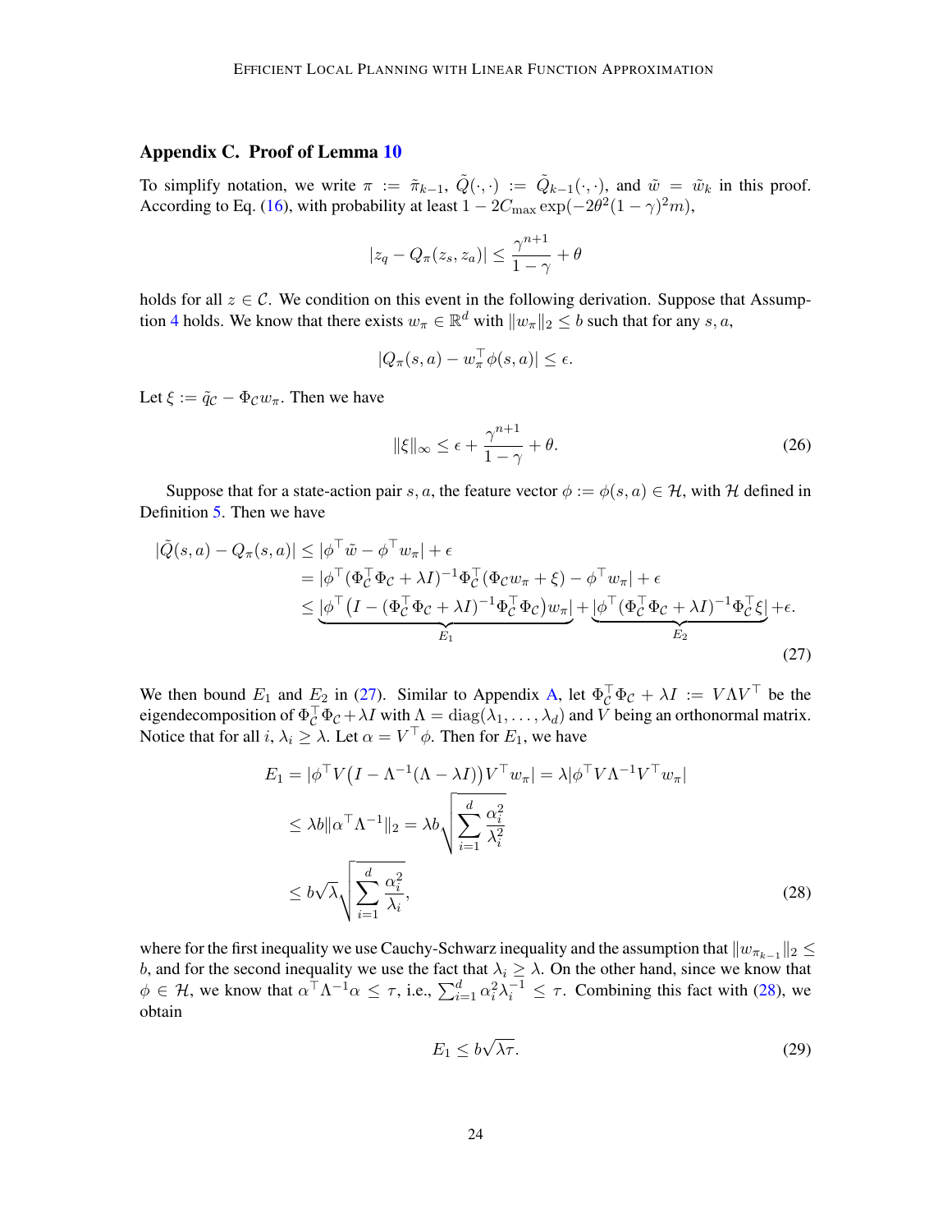## Appendix C. Proof of Lemma 10

To simplify notation, we write $\pi := \tilde{\pi}_{k-1}$, $\tilde{Q}(\cdot,\cdot) := \tilde{Q}_{k-1}(\cdot,\cdot)$, and $\tilde{w} = \tilde{w}_k$ in this proof. According to Eq. (16), with probability at least $1 - 2C_{\max}\exp(-2\theta^2(1-\gamma)^2 m)$,

$$
|z_q - Q_\pi(z_s, z_a)| \le \frac{\gamma^{n+1}}{1-\gamma} + \theta
$$

holds for all $z \in \mathcal{C}$. We condition on this event in the following derivation. Suppose that Assumption 4 holds. We know that there exists $w_\pi \in \mathbb{R}^d$ with $\|w_\pi\|_2 \le b$ such that for any $s, a$,

$$
|Q_\pi(s,a) - w_\pi^\top \phi(s,a)| \le \epsilon.
$$

Let $\xi := \tilde{q}_{\mathcal{C}} - \Phi_{\mathcal{C}} w_\pi$. Then we have

$$
\|\xi\|_\infty \le \epsilon + \frac{\gamma^{n+1}}{1-\gamma} + \theta. \tag{26}
$$

Suppose that for a state-action pair $s, a$, the feature vector $\phi := \phi(s,a) \in \mathcal{H}$, with $\mathcal{H}$ defined in Definition 5. Then we have

$$
\begin{aligned}
|\tilde{Q}(s,a) - Q_\pi(s,a)| &\le |\phi^\top \tilde{w} - \phi^\top w_\pi| + \epsilon \\
&= |\phi^\top (\Phi_{\mathcal{C}}^\top \Phi_{\mathcal{C}} + \lambda I)^{-1} \Phi_{\mathcal{C}}^\top (\Phi_{\mathcal{C}} w_\pi + \xi) - \phi^\top w_\pi| + \epsilon \\
&\le \underbrace{|\phi^\top \big(I - (\Phi_{\mathcal{C}}^\top \Phi_{\mathcal{C}} + \lambda I)^{-1} \Phi_{\mathcal{C}}^\top \Phi_{\mathcal{C}}\big) w_\pi|}_{E_1} + \underbrace{|\phi^\top (\Phi_{\mathcal{C}}^\top \Phi_{\mathcal{C}} + \lambda I)^{-1} \Phi_{\mathcal{C}}^\top \xi|}_{E_2} + \epsilon.
\end{aligned} \tag{27}
$$

We then bound $E_1$ and $E_2$ in (27). Similar to Appendix A, let $\Phi_{\mathcal{C}}^\top \Phi_{\mathcal{C}} + \lambda I := V \Lambda V^\top$ be the eigendecomposition of $\Phi_{\mathcal{C}}^\top \Phi_{\mathcal{C}} + \lambda I$ with $\Lambda = \mathrm{diag}(\lambda_1, \ldots, \lambda_d)$ and $V$ being an orthonormal matrix. Notice that for all $i$, $\lambda_i \ge \lambda$. Let $\alpha = V^\top \phi$. Then for $E_1$, we have

$$
\begin{aligned}
E_1 &= |\phi^\top V \big(I - \Lambda^{-1}(\Lambda - \lambda I)\big) V^\top w_\pi| = \lambda |\phi^\top V \Lambda^{-1} V^\top w_\pi| \\
&\le \lambda b \|\alpha^\top \Lambda^{-1}\|_2 = \lambda b \sqrt{\sum_{i=1}^d \frac{\alpha_i^2}{\lambda_i^2}} \\
&\le b\sqrt{\lambda} \sqrt{\sum_{i=1}^d \frac{\alpha_i^2}{\lambda_i}},
\end{aligned} \tag{28}
$$

where for the first inequality we use Cauchy-Schwarz inequality and the assumption that $\|w_{\pi_{k-1}}\|_2 \le b$, and for the second inequality we use the fact that $\lambda_i \ge \lambda$. On the other hand, since we know that $\phi \in \mathcal{H}$, we know that $\alpha^\top \Lambda^{-1} \alpha \le \tau$, i.e., $\sum_{i=1}^d \alpha_i^2 \lambda_i^{-1} \le \tau$. Combining this fact with (28), we obtain

$$
E_1 \le b\sqrt{\lambda \tau}. \tag{29}
$$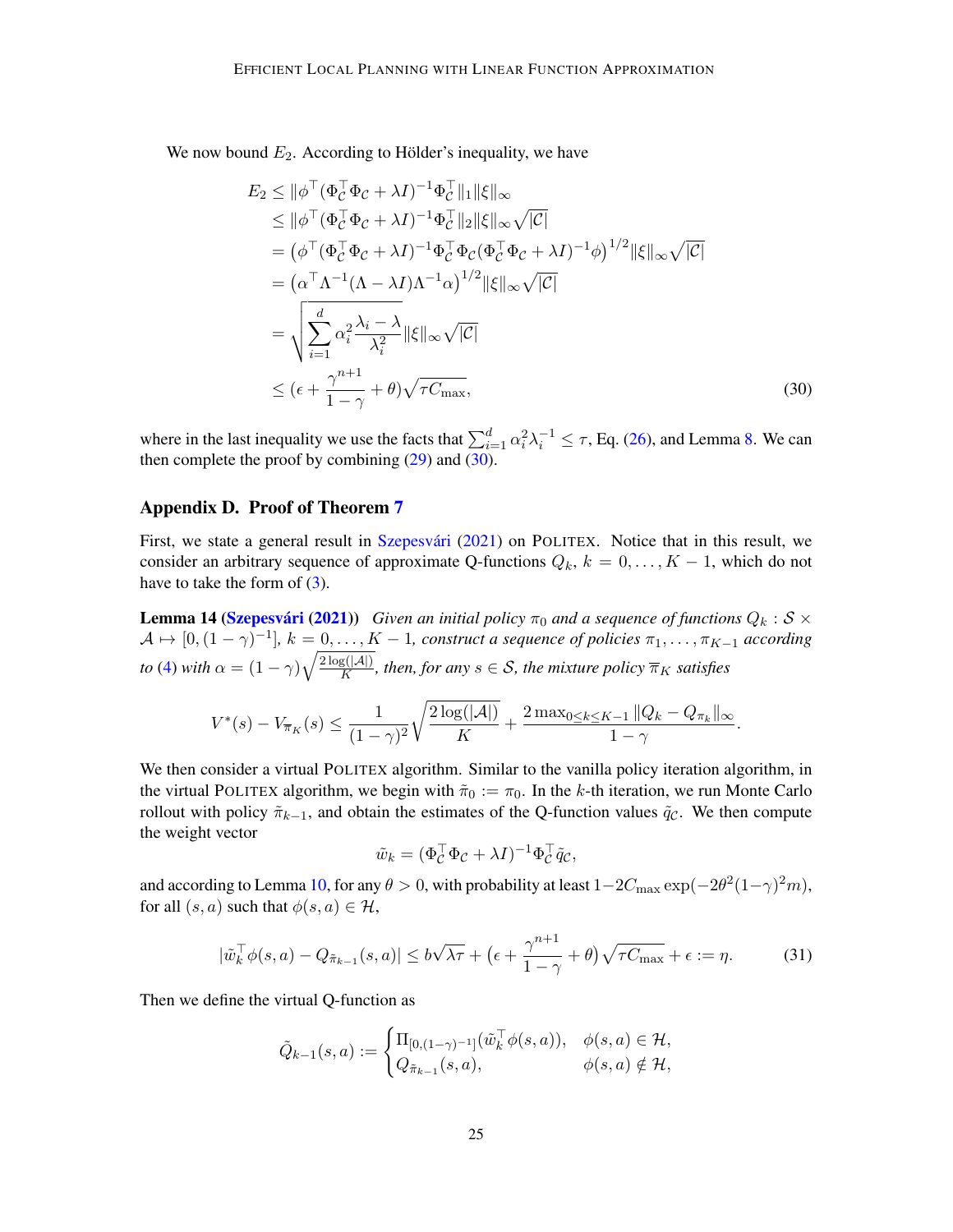We now bound $E_2$. According to Hölder's inequality, we have

$$
\begin{aligned}
E_2 &\le \|\phi^\top (\Phi_{\mathcal{C}}^\top \Phi_{\mathcal{C}} + \lambda I)^{-1} \Phi_{\mathcal{C}}^\top \|_1 \|\xi\|_\infty \\
&\le \|\phi^\top (\Phi_{\mathcal{C}}^\top \Phi_{\mathcal{C}} + \lambda I)^{-1} \Phi_{\mathcal{C}}^\top \|_2 \|\xi\|_\infty \sqrt{|\mathcal{C}|} \\
&= \big(\phi^\top (\Phi_{\mathcal{C}}^\top \Phi_{\mathcal{C}} + \lambda I)^{-1} \Phi_{\mathcal{C}}^\top \Phi_{\mathcal{C}} (\Phi_{\mathcal{C}}^\top \Phi_{\mathcal{C}} + \lambda I)^{-1} \phi\big)^{1/2} \|\xi\|_\infty \sqrt{|\mathcal{C}|} \\
&= \big(\alpha^\top \Lambda^{-1} (\Lambda - \lambda I) \Lambda^{-1} \alpha\big)^{1/2} \|\xi\|_\infty \sqrt{|\mathcal{C}|} \\
&= \sqrt{\sum_{i=1}^d \alpha_i^2 \frac{\lambda_i - \lambda}{\lambda_i^2}} \|\xi\|_\infty \sqrt{|\mathcal{C}|} \\
&\le \Big(\epsilon + \frac{\gamma^{n+1}}{1-\gamma} + \theta\Big) \sqrt{\tau C_{\max}},
\end{aligned}
\tag{30}
$$

where in the last inequality we use the facts that $\sum_{i=1}^d \alpha_i^2 \lambda_i^{-1} \le \tau$, Eq. (26), and Lemma 8. We can then complete the proof by combining (29) and (30).

## Appendix D. Proof of Theorem 7

First, we state a general result in Szepesvári (2021) on POLITEX. Notice that in this result, we consider an arbitrary sequence of approximate Q-functions $Q_k$, $k = 0, \ldots, K-1$, which do not have to take the form of (3).

**Lemma 14 (Szepesvári (2021))** *Given an initial policy $\pi_0$ and a sequence of functions $Q_k : \mathcal{S} \times \mathcal{A} \mapsto [0, (1-\gamma)^{-1}]$, $k = 0, \ldots, K-1$, construct a sequence of policies $\pi_1, \ldots, \pi_{K-1}$ according to (4) with $\alpha = (1-\gamma)\sqrt{\frac{2\log(|\mathcal{A}|)}{K}}$, then, for any $s \in \mathcal{S}$, the mixture policy $\overline{\pi}_K$ satisfies*

$$
V^*(s) - V_{\overline{\pi}_K}(s) \le \frac{1}{(1-\gamma)^2} \sqrt{\frac{2\log(|\mathcal{A}|)}{K}} + \frac{2\max_{0 \le k \le K-1} \|Q_k - Q_{\pi_k}\|_\infty}{1-\gamma}.
$$

We then consider a virtual POLITEX algorithm. Similar to the vanilla policy iteration algorithm, in the virtual POLITEX algorithm, we begin with $\tilde{\pi}_0 := \pi_0$. In the $k$-th iteration, we run Monte Carlo rollout with policy $\tilde{\pi}_{k-1}$, and obtain the estimates of the Q-function values $\tilde{q}_{\mathcal{C}}$. We then compute the weight vector

$$
\tilde{w}_k = (\Phi_{\mathcal{C}}^\top \Phi_{\mathcal{C}} + \lambda I)^{-1} \Phi_{\mathcal{C}}^\top \tilde{q}_{\mathcal{C}},
$$

and according to Lemma 10, for any $\theta > 0$, with probability at least $1 - 2C_{\max}\exp(-2\theta^2(1-\gamma)^2 m)$, for all $(s, a)$ such that $\phi(s, a) \in \mathcal{H}$,

$$
|\tilde{w}_k^\top \phi(s, a) - Q_{\tilde{\pi}_{k-1}}(s, a)| \le b\sqrt{\lambda\tau} + \big(\epsilon + \frac{\gamma^{n+1}}{1-\gamma} + \theta\big)\sqrt{\tau C_{\max}} + \epsilon := \eta. \tag{31}
$$

Then we define the virtual Q-function as

$$
\tilde{Q}_{k-1}(s, a) := \begin{cases} \Pi_{[0,(1-\gamma)^{-1}]}(\tilde{w}_k^\top \phi(s, a)), & \phi(s, a) \in \mathcal{H}, \\ Q_{\tilde{\pi}_{k-1}}(s, a), & \phi(s, a) \notin \mathcal{H}, \end{cases}
$$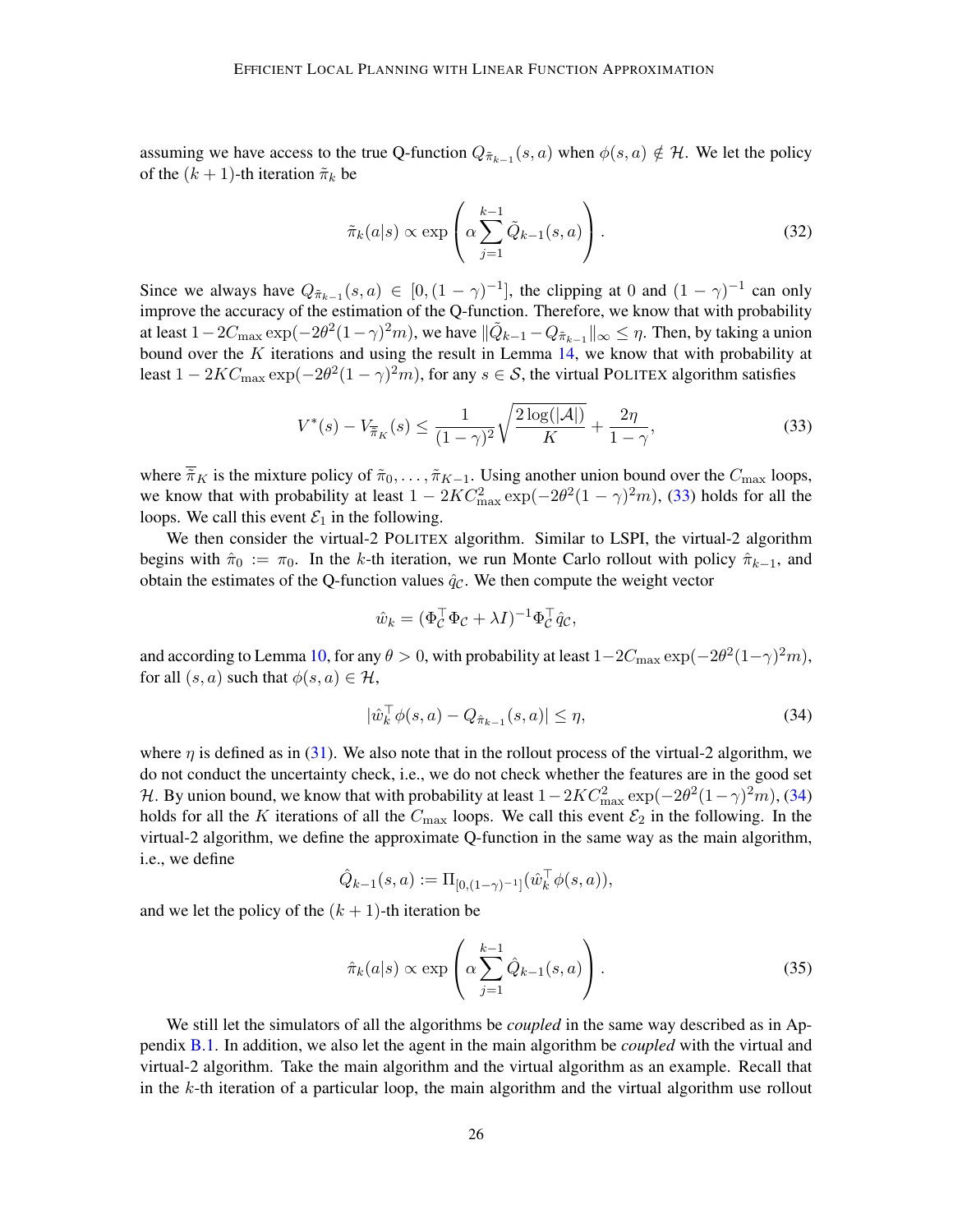assuming we have access to the true Q-function $Q_{\tilde{\pi}_{k-1}}(s,a)$ when $\phi(s,a) \notin \mathcal{H}$. We let the policy of the $(k+1)$-th iteration $\tilde{\pi}_k$ be

$$
\tilde{\pi}_k(a|s) \propto \exp\left(\alpha \sum_{j=1}^{k-1} \tilde{Q}_{k-1}(s,a)\right). \tag{32}
$$

Since we always have $Q_{\tilde{\pi}_{k-1}}(s,a) \in [0, (1-\gamma)^{-1}]$, the clipping at 0 and $(1-\gamma)^{-1}$ can only improve the accuracy of the estimation of the Q-function. Therefore, we know that with probability at least $1 - 2C_{\max} \exp(-2\theta^2(1-\gamma)^2 m)$, we have $\|\tilde{Q}_{k-1} - Q_{\tilde{\pi}_{k-1}}\|_\infty \le \eta$. Then, by taking a union bound over the $K$ iterations and using the result in Lemma 14, we know that with probability at least $1 - 2KC_{\max} \exp(-2\theta^2(1-\gamma)^2 m)$, for any $s \in \mathcal{S}$, the virtual POLITEX algorithm satisfies

$$
V^*(s) - V_{\overline{\tilde{\pi}}_K}(s) \le \frac{1}{(1-\gamma)^2}\sqrt{\frac{2\log(|\mathcal{A}|)}{K}} + \frac{2\eta}{1-\gamma}, \tag{33}
$$

where $\overline{\tilde{\pi}}_K$ is the mixture policy of $\tilde{\pi}_0, \dots, \tilde{\pi}_{K-1}$. Using another union bound over the $C_{\max}$ loops, we know that with probability at least $1 - 2KC_{\max}^2 \exp(-2\theta^2(1-\gamma)^2 m)$, (33) holds for all the loops. We call this event $\mathcal{E}_1$ in the following.

We then consider the virtual-2 POLITEX algorithm. Similar to LSPI, the virtual-2 algorithm begins with $\hat{\pi}_0 := \pi_0$. In the $k$-th iteration, we run Monte Carlo rollout with policy $\hat{\pi}_{k-1}$, and obtain the estimates of the Q-function values $\hat{q}_{\mathcal{C}}$. We then compute the weight vector

$$
\hat{w}_k = (\Phi_{\mathcal{C}}^\top \Phi_{\mathcal{C}} + \lambda I)^{-1} \Phi_{\mathcal{C}}^\top \hat{q}_{\mathcal{C}},
$$

and according to Lemma 10, for any $\theta > 0$, with probability at least $1 - 2C_{\max} \exp(-2\theta^2(1-\gamma)^2 m)$, for all $(s,a)$ such that $\phi(s,a) \in \mathcal{H}$,

$$
|\hat{w}_k^\top \phi(s,a) - Q_{\hat{\pi}_{k-1}}(s,a)| \le \eta, \tag{34}
$$

where $\eta$ is defined as in (31). We also note that in the rollout process of the virtual-2 algorithm, we do not conduct the uncertainty check, i.e., we do not check whether the features are in the good set $\mathcal{H}$. By union bound, we know that with probability at least $1 - 2KC_{\max}^2 \exp(-2\theta^2(1-\gamma)^2 m)$, (34) holds for all the $K$ iterations of all the $C_{\max}$ loops. We call this event $\mathcal{E}_2$ in the following. In the virtual-2 algorithm, we define the approximate Q-function in the same way as the main algorithm, i.e., we define

$$
\hat{Q}_{k-1}(s,a) := \Pi_{[0,(1-\gamma)^{-1}]}(\hat{w}_k^\top \phi(s,a)),
$$

and we let the policy of the $(k+1)$-th iteration be

$$
\hat{\pi}_k(a|s) \propto \exp\left(\alpha \sum_{j=1}^{k-1} \hat{Q}_{k-1}(s,a)\right). \tag{35}
$$

We still let the simulators of all the algorithms be *coupled* in the same way described as in Appendix B.1. In addition, we also let the agent in the main algorithm be *coupled* with the virtual and virtual-2 algorithm. Take the main algorithm and the virtual algorithm as an example. Recall that in the $k$-th iteration of a particular loop, the main algorithm and the virtual algorithm use rollout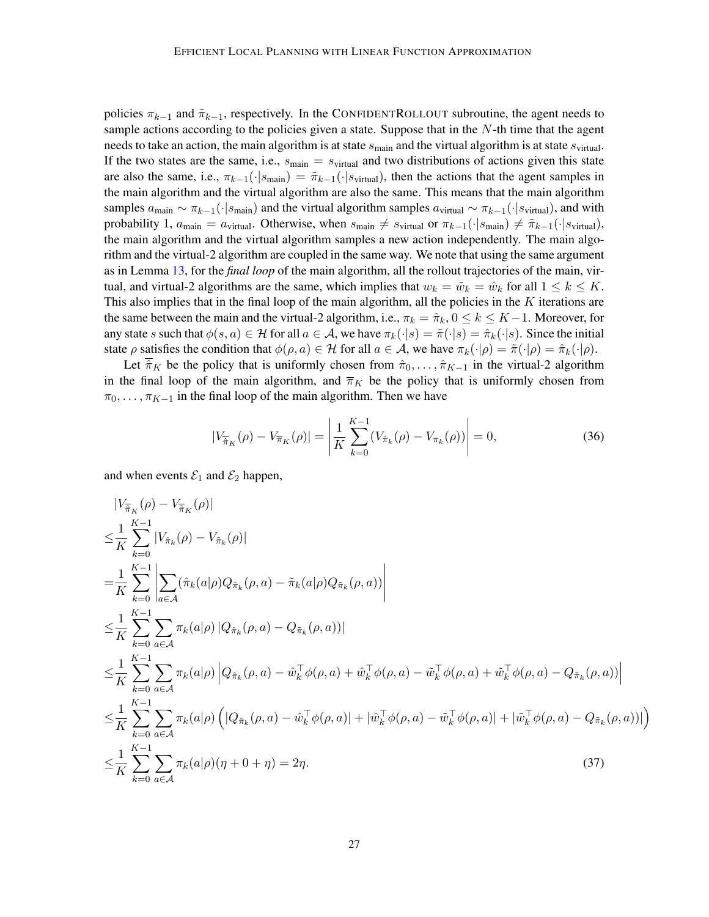policies $\pi_{k-1}$ and $\tilde{\pi}_{k-1}$, respectively. In the CONFIDENTROLLOUT subroutine, the agent needs to sample actions according to the policies given a state. Suppose that in the $N$-th time that the agent needs to take an action, the main algorithm is at state $s_{\text{main}}$ and the virtual algorithm is at state $s_{\text{virtual}}$. If the two states are the same, i.e., $s_{\text{main}} = s_{\text{virtual}}$ and two distributions of actions given this state are also the same, i.e., $\pi_{k-1}(\cdot|s_{\text{main}}) = \tilde{\pi}_{k-1}(\cdot|s_{\text{virtual}})$, then the actions that the agent samples in the main algorithm and the virtual algorithm are also the same. This means that the main algorithm samples $a_{\text{main}} \sim \pi_{k-1}(\cdot|s_{\text{main}})$ and the virtual algorithm samples $a_{\text{virtual}} \sim \pi_{k-1}(\cdot|s_{\text{virtual}})$, and with probability 1, $a_{\text{main}} = a_{\text{virtual}}$. Otherwise, when $s_{\text{main}} \neq s_{\text{virtual}}$ or $\pi_{k-1}(\cdot|s_{\text{main}}) \neq \tilde{\pi}_{k-1}(\cdot|s_{\text{virtual}})$, the main algorithm and the virtual algorithm samples a new action independently. The main algorithm and the virtual-2 algorithm are coupled in the same way. We note that using the same argument as in Lemma 13, for the *final loop* of the main algorithm, all the rollout trajectories of the main, virtual, and virtual-2 algorithms are the same, which implies that $w_k = \tilde{w}_k = \hat{w}_k$ for all $1 \leq k \leq K$. This also implies that in the final loop of the main algorithm, all the policies in the $K$ iterations are the same between the main and the virtual-2 algorithm, i.e., $\pi_k = \hat{\pi}_k, 0 \leq k \leq K-1$. Moreover, for any state $s$ such that $\phi(s,a) \in \mathcal{H}$ for all $a \in \mathcal{A}$, we have $\pi_k(\cdot|s) = \tilde{\pi}(\cdot|s) = \hat{\pi}_k(\cdot|s)$. Since the initial state $\rho$ satisfies the condition that $\phi(\rho,a) \in \mathcal{H}$ for all $a \in \mathcal{A}$, we have $\pi_k(\cdot|\rho) = \tilde{\pi}(\cdot|\rho) = \hat{\pi}_k(\cdot|\rho)$.

Let $\overline{\hat{\pi}}_K$ be the policy that is uniformly chosen from $\hat{\pi}_0, \ldots, \hat{\pi}_{K-1}$ in the virtual-2 algorithm in the final loop of the main algorithm, and $\overline{\pi}_K$ be the policy that is uniformly chosen from $\pi_0, \ldots, \pi_{K-1}$ in the final loop of the main algorithm. Then we have

$$|V_{\overline{\hat{\pi}}_K}(\rho) - V_{\overline{\pi}_K}(\rho)| = \left| \frac{1}{K} \sum_{k=0}^{K-1} (V_{\hat{\pi}_k}(\rho) - V_{\pi_k}(\rho)) \right| = 0, \tag{36}$$

and when events $\mathcal{E}_1$ and $\mathcal{E}_2$ happen,

$$\begin{aligned}
&|V_{\overline{\hat{\pi}}_K}(\rho) - V_{\overline{\tilde{\pi}}_K}(\rho)| \\
\leq& \frac{1}{K} \sum_{k=0}^{K-1} |V_{\hat{\pi}_k}(\rho) - V_{\tilde{\pi}_k}(\rho)| \\
=& \frac{1}{K} \sum_{k=0}^{K-1} \left| \sum_{a \in \mathcal{A}} (\hat{\pi}_k(a|\rho) Q_{\hat{\pi}_k}(\rho,a) - \tilde{\pi}_k(a|\rho) Q_{\tilde{\pi}_k}(\rho,a)) \right| \\
\leq& \frac{1}{K} \sum_{k=0}^{K-1} \sum_{a \in \mathcal{A}} \pi_k(a|\rho) \left| Q_{\hat{\pi}_k}(\rho,a) - Q_{\tilde{\pi}_k}(\rho,a)) \right| \\
\leq& \frac{1}{K} \sum_{k=0}^{K-1} \sum_{a \in \mathcal{A}} \pi_k(a|\rho) \left| Q_{\hat{\pi}_k}(\rho,a) - \hat{w}_k^\top \phi(\rho,a) + \hat{w}_k^\top \phi(\rho,a) - \tilde{w}_k^\top \phi(\rho,a) + \tilde{w}_k^\top \phi(\rho,a) - Q_{\tilde{\pi}_k}(\rho,a)) \right| \\
\leq& \frac{1}{K} \sum_{k=0}^{K-1} \sum_{a \in \mathcal{A}} \pi_k(a|\rho) \Big( |Q_{\hat{\pi}_k}(\rho,a) - \hat{w}_k^\top \phi(\rho,a)| + |\hat{w}_k^\top \phi(\rho,a) - \tilde{w}_k^\top \phi(\rho,a)| + |\tilde{w}_k^\top \phi(\rho,a) - Q_{\tilde{\pi}_k}(\rho,a))| \Big) \\
\leq& \frac{1}{K} \sum_{k=0}^{K-1} \sum_{a \in \mathcal{A}} \pi_k(a|\rho)(\eta + 0 + \eta) = 2\eta.
\end{aligned} \tag{37}$$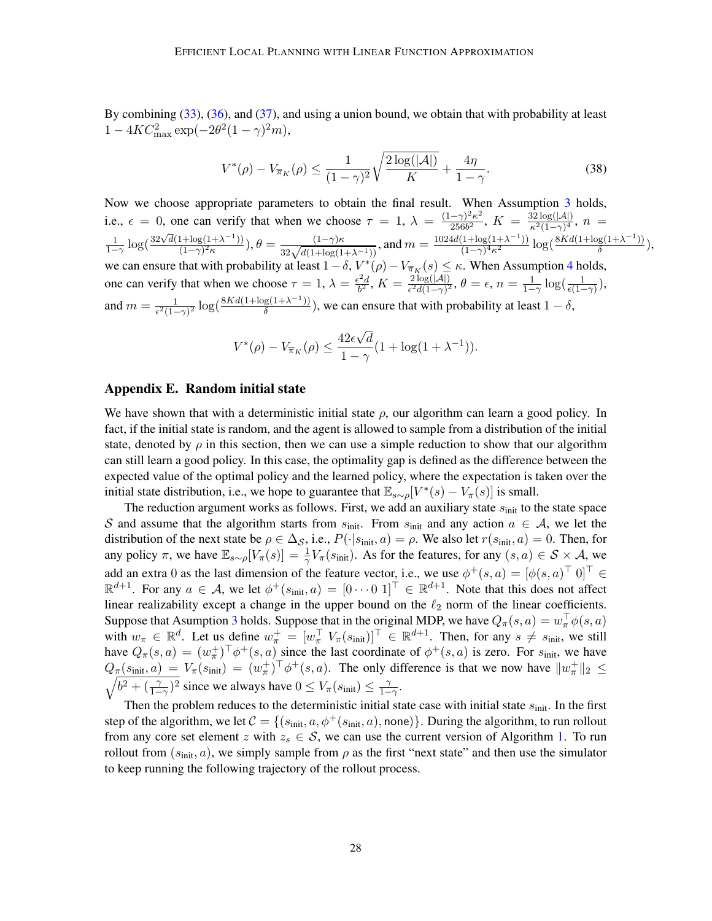By combining (33), (36), and (37), and using a union bound, we obtain that with probability at least $1 - 4KC_{\max}^2 \exp(-2\theta^2(1-\gamma)^2 m)$,

$$V^*(\rho) - V_{\overline{\pi}_K}(\rho) \leq \frac{1}{(1-\gamma)^2}\sqrt{\frac{2\log(|\mathcal{A}|)}{K}} + \frac{4\eta}{1-\gamma}. \tag{38}$$

Now we choose appropriate parameters to obtain the final result. When Assumption 3 holds, i.e., $\epsilon = 0$, one can verify that when we choose $\tau = 1$, $\lambda = \frac{(1-\gamma)^2\kappa^2}{256b^2}$, $K = \frac{32\log(|\mathcal{A}|)}{\kappa^2(1-\gamma)^4}$, $n = \frac{1}{1-\gamma}\log(\frac{32\sqrt{d}(1+\log(1+\lambda^{-1}))}{(1-\gamma)^2\kappa})$, $\theta = \frac{(1-\gamma)\kappa}{32\sqrt{d(1+\log(1+\lambda^{-1}))}}$, and $m = \frac{1024d(1+\log(1+\lambda^{-1}))}{(1-\gamma)^4\kappa^2}\log(\frac{8Kd(1+\log(1+\lambda^{-1}))}{\delta})$, we can ensure that with probability at least $1-\delta$, $V^*(\rho) - V_{\overline{\pi}_K}(s) \leq \kappa$. When Assumption 4 holds, one can verify that when we choose $\tau = 1$, $\lambda = \frac{\epsilon^2 d}{b^2}$, $K = \frac{2\log(|\mathcal{A}|)}{\epsilon^2 d(1-\gamma)^2}$, $\theta = \epsilon$, $n = \frac{1}{1-\gamma}\log(\frac{1}{\epsilon(1-\gamma)})$, and $m = \frac{1}{\epsilon^2(1-\gamma)^2}\log(\frac{8Kd(1+\log(1+\lambda^{-1}))}{\delta})$, we can ensure that with probability at least $1-\delta$,

$$V^*(\rho) - V_{\overline{\pi}_K}(\rho) \leq \frac{42\epsilon\sqrt{d}}{1-\gamma}(1+\log(1+\lambda^{-1})).$$

## Appendix E. Random initial state

We have shown that with a deterministic initial state $\rho$, our algorithm can learn a good policy. In fact, if the initial state is random, and the agent is allowed to sample from a distribution of the initial state, denoted by $\rho$ in this section, then we can use a simple reduction to show that our algorithm can still learn a good policy. In this case, the optimality gap is defined as the difference between the expected value of the optimal policy and the learned policy, where the expectation is taken over the initial state distribution, i.e., we hope to guarantee that $\mathbb{E}_{s\sim\rho}[V^*(s) - V_\pi(s)]$ is small.

The reduction argument works as follows. First, we add an auxiliary state $s_{\text{init}}$ to the state space $\mathcal{S}$ and assume that the algorithm starts from $s_{\text{init}}$. From $s_{\text{init}}$ and any action $a \in \mathcal{A}$, we let the distribution of the next state be $\rho \in \Delta_{\mathcal{S}}$, i.e., $P(\cdot|s_{\text{init}}, a) = \rho$. We also let $r(s_{\text{init}}, a) = 0$. Then, for any policy $\pi$, we have $\mathbb{E}_{s\sim\rho}[V_\pi(s)] = \frac{1}{\gamma}V_\pi(s_{\text{init}})$. As for the features, for any $(s, a) \in \mathcal{S}\times\mathcal{A}$, we add an extra 0 as the last dimension of the feature vector, i.e., we use $\phi^+(s,a) = [\phi(s,a)^\top \ 0]^\top \in \mathbb{R}^{d+1}$. For any $a \in \mathcal{A}$, we let $\phi^+(s_{\text{init}}, a) = [0 \cdots 0 \ 1]^\top \in \mathbb{R}^{d+1}$. Note that this does not affect linear realizability except a change in the upper bound on the $\ell_2$ norm of the linear coefficients. Suppose that Asumption 3 holds. Suppose that in the original MDP, we have $Q_\pi(s,a) = w_\pi^\top \phi(s,a)$ with $w_\pi \in \mathbb{R}^d$. Let us define $w_\pi^+ = [w_\pi^\top \ V_\pi(s_{\text{init}})]^\top \in \mathbb{R}^{d+1}$. Then, for any $s \neq s_{\text{init}}$, we still have $Q_\pi(s,a) = (w_\pi^+)^\top \phi^+(s,a)$ since the last coordinate of $\phi^+(s,a)$ is zero. For $s_{\text{init}}$, we have $Q_\pi(s_{\text{init}}, a) = V_\pi(s_{\text{init}}) = (w_\pi^+)^\top \phi^+(s,a)$. The only difference is that we now have $\|w_\pi^+\|_2 \leq \sqrt{b^2 + (\frac{\gamma}{1-\gamma})^2}$ since we always have $0 \leq V_\pi(s_{\text{init}}) \leq \frac{\gamma}{1-\gamma}$.

Then the problem reduces to the deterministic initial state case with initial state $s_{\text{init}}$. In the first step of the algorithm, we let $\mathcal{C} = \{(s_{\text{init}}, a, \phi^+(s_{\text{init}}, a), \textsf{none})\}$. During the algorithm, to run rollout from any core set element $z$ with $z_s \in \mathcal{S}$, we can use the current version of Algorithm 1. To run rollout from $(s_{\text{init}}, a)$, we simply sample from $\rho$ as the first "next state" and then use the simulator to keep running the following trajectory of the rollout process.